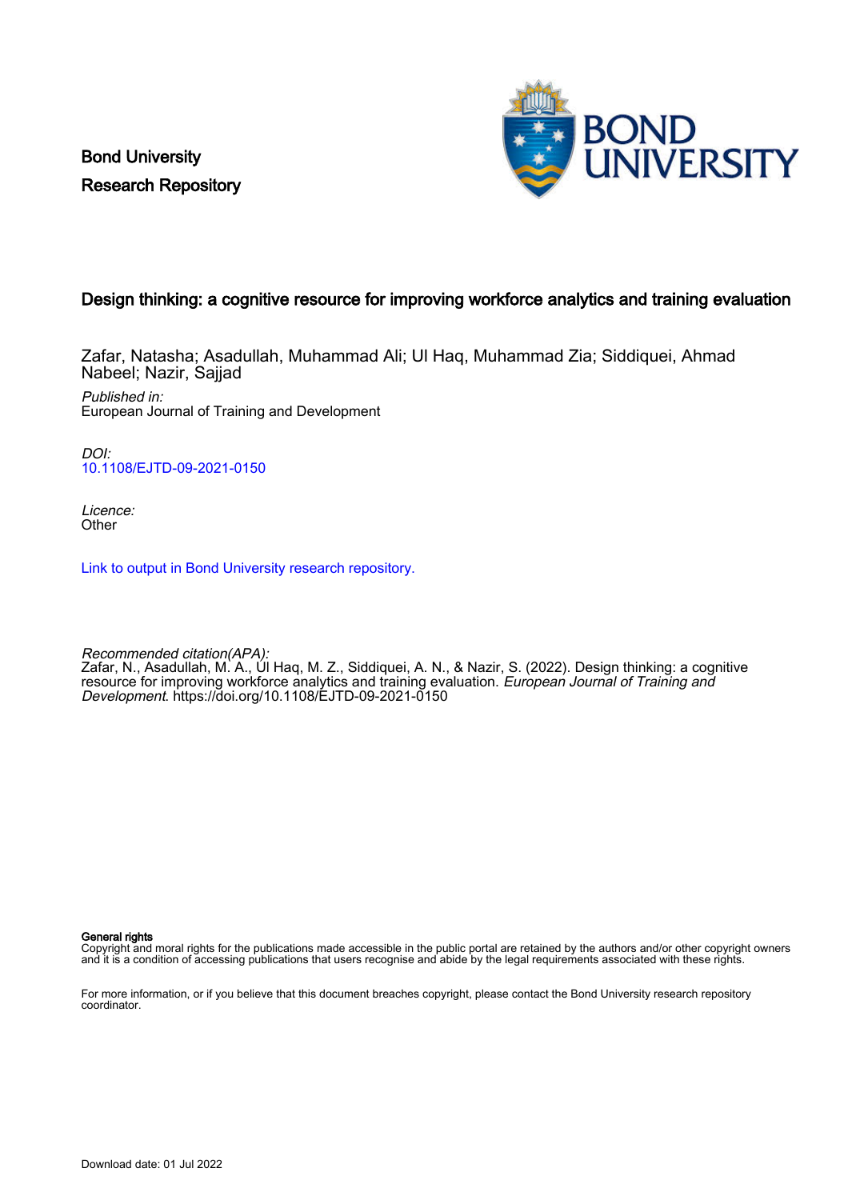Bond University
Research Repository

# Design thinking: a cognitive resource for improving workforce analytics and training evaluation

Zafar, Natasha; Asadullah, Muhammad Ali; Ul Haq, Muhammad Zia; Siddiquei, Ahmad Nabeel; Nazir, Sajjad

*Published in:*
European Journal of Training and Development

*DOI:*
10.1108/EJTD-09-2021-0150

*Licence:*
Other

Link to output in Bond University research repository.

*Recommended citation(APA):*
Zafar, N., Asadullah, M. A., Ul Haq, M. Z., Siddiquei, A. N., & Nazir, S. (2022). Design thinking: a cognitive resource for improving workforce analytics and training evaluation. *European Journal of Training and Development*. https://doi.org/10.1108/EJTD-09-2021-0150

**General rights**
Copyright and moral rights for the publications made accessible in the public portal are retained by the authors and/or other copyright owners and it is a condition of accessing publications that users recognise and abide by the legal requirements associated with these rights.

For more information, or if you believe that this document breaches copyright, please contact the Bond University research repository coordinator.

Download date: 01 Jul 2022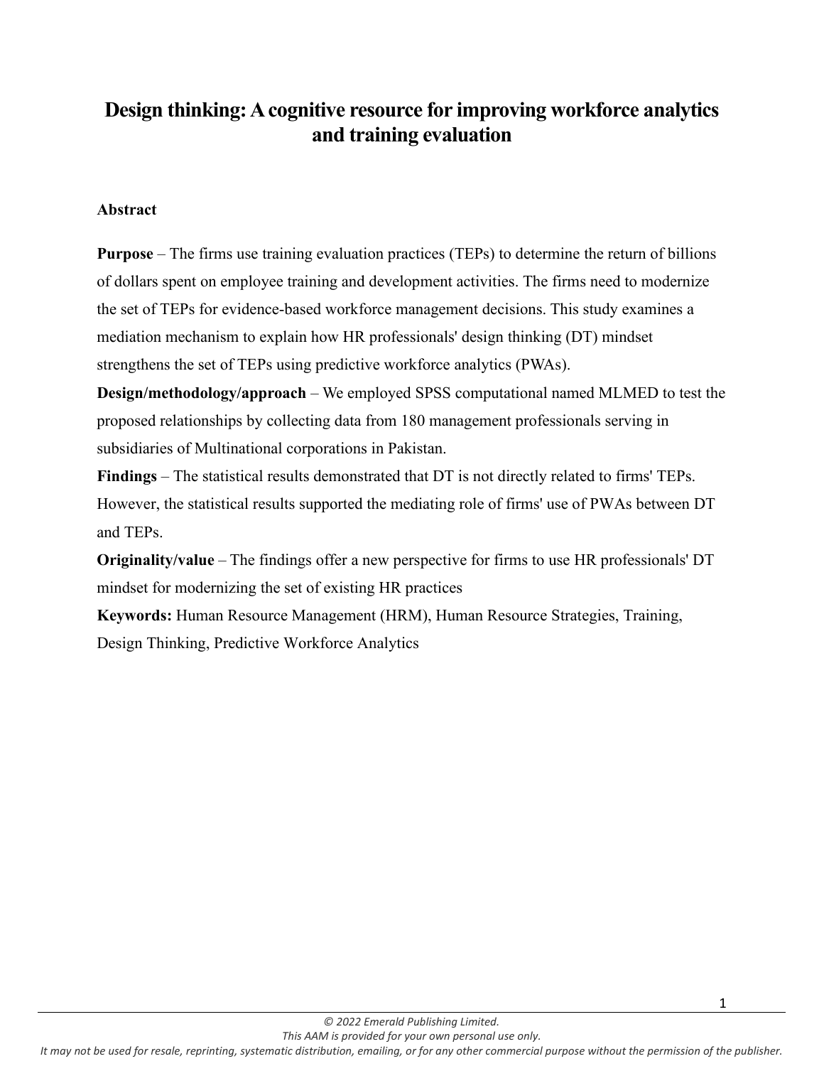# Design thinking: A cognitive resource for improving workforce analytics and training evaluation

## Abstract

**Purpose** – The firms use training evaluation practices (TEPs) to determine the return of billions of dollars spent on employee training and development activities. The firms need to modernize the set of TEPs for evidence-based workforce management decisions. This study examines a mediation mechanism to explain how HR professionals' design thinking (DT) mindset strengthens the set of TEPs using predictive workforce analytics (PWAs).

**Design/methodology/approach** – We employed SPSS computational named MLMED to test the proposed relationships by collecting data from 180 management professionals serving in subsidiaries of Multinational corporations in Pakistan.

**Findings** – The statistical results demonstrated that DT is not directly related to firms' TEPs. However, the statistical results supported the mediating role of firms' use of PWAs between DT and TEPs.

**Originality/value** – The findings offer a new perspective for firms to use HR professionals' DT mindset for modernizing the set of existing HR practices

**Keywords:** Human Resource Management (HRM), Human Resource Strategies, Training, Design Thinking, Predictive Workforce Analytics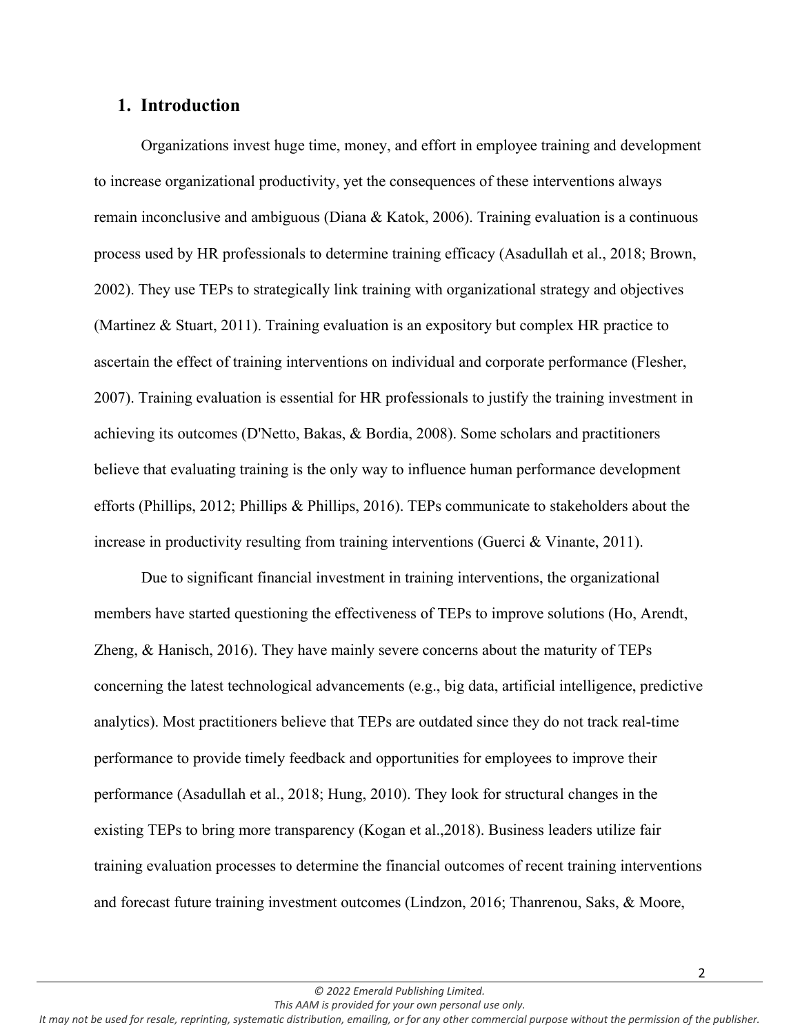## 1. Introduction

Organizations invest huge time, money, and effort in employee training and development to increase organizational productivity, yet the consequences of these interventions always remain inconclusive and ambiguous (Diana & Katok, 2006). Training evaluation is a continuous process used by HR professionals to determine training efficacy (Asadullah et al., 2018; Brown, 2002). They use TEPs to strategically link training with organizational strategy and objectives (Martinez & Stuart, 2011). Training evaluation is an expository but complex HR practice to ascertain the effect of training interventions on individual and corporate performance (Flesher, 2007). Training evaluation is essential for HR professionals to justify the training investment in achieving its outcomes (D'Netto, Bakas, & Bordia, 2008). Some scholars and practitioners believe that evaluating training is the only way to influence human performance development efforts (Phillips, 2012; Phillips & Phillips, 2016). TEPs communicate to stakeholders about the increase in productivity resulting from training interventions (Guerci & Vinante, 2011).

Due to significant financial investment in training interventions, the organizational members have started questioning the effectiveness of TEPs to improve solutions (Ho, Arendt, Zheng, & Hanisch, 2016). They have mainly severe concerns about the maturity of TEPs concerning the latest technological advancements (e.g., big data, artificial intelligence, predictive analytics). Most practitioners believe that TEPs are outdated since they do not track real-time performance to provide timely feedback and opportunities for employees to improve their performance (Asadullah et al., 2018; Hung, 2010). They look for structural changes in the existing TEPs to bring more transparency (Kogan et al.,2018). Business leaders utilize fair training evaluation processes to determine the financial outcomes of recent training interventions and forecast future training investment outcomes (Lindzon, 2016; Thanrenou, Saks, & Moore,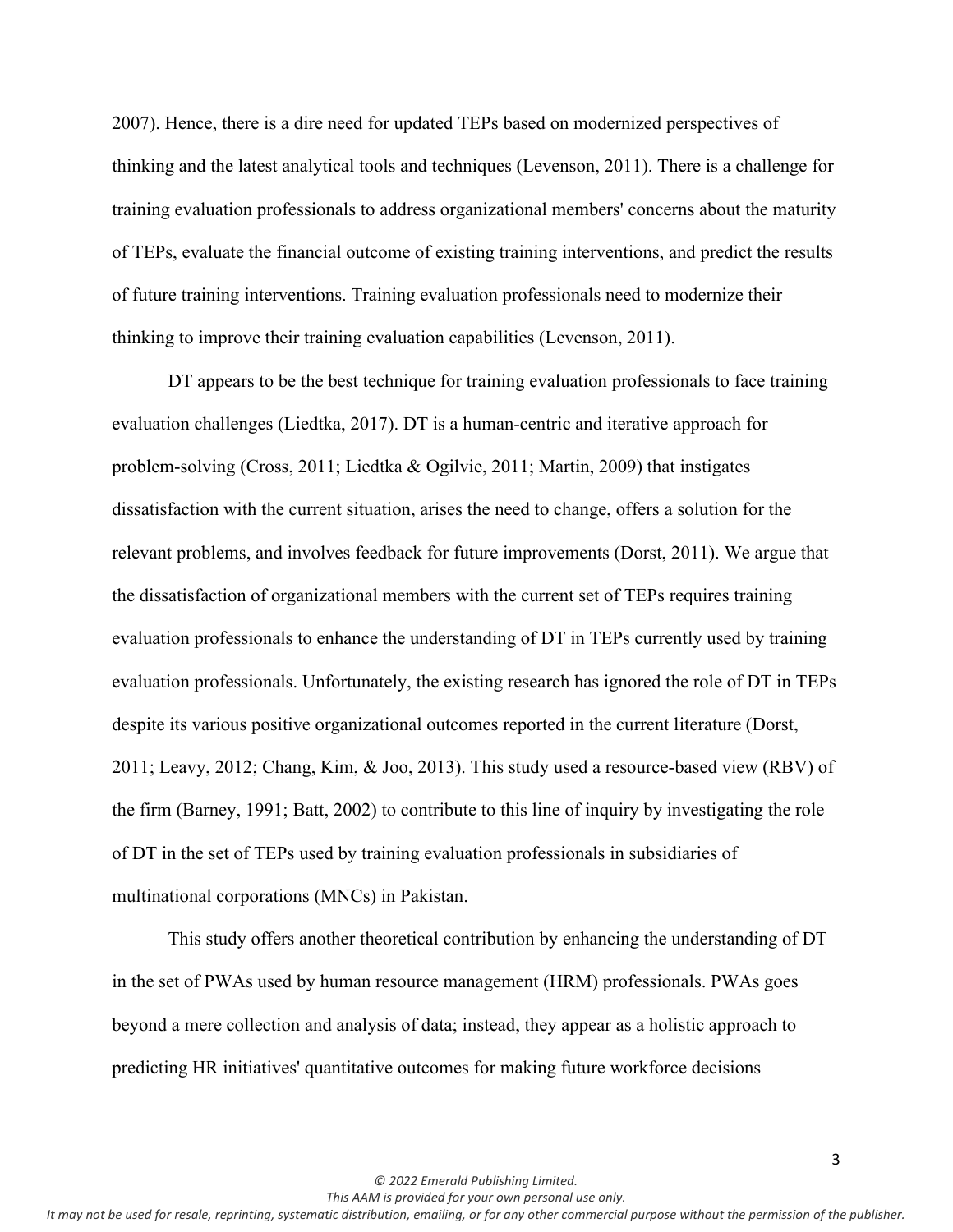2007). Hence, there is a dire need for updated TEPs based on modernized perspectives of thinking and the latest analytical tools and techniques (Levenson, 2011). There is a challenge for training evaluation professionals to address organizational members' concerns about the maturity of TEPs, evaluate the financial outcome of existing training interventions, and predict the results of future training interventions. Training evaluation professionals need to modernize their thinking to improve their training evaluation capabilities (Levenson, 2011).

DT appears to be the best technique for training evaluation professionals to face training evaluation challenges (Liedtka, 2017). DT is a human-centric and iterative approach for problem-solving (Cross, 2011; Liedtka & Ogilvie, 2011; Martin, 2009) that instigates dissatisfaction with the current situation, arises the need to change, offers a solution for the relevant problems, and involves feedback for future improvements (Dorst, 2011). We argue that the dissatisfaction of organizational members with the current set of TEPs requires training evaluation professionals to enhance the understanding of DT in TEPs currently used by training evaluation professionals. Unfortunately, the existing research has ignored the role of DT in TEPs despite its various positive organizational outcomes reported in the current literature (Dorst, 2011; Leavy, 2012; Chang, Kim, & Joo, 2013). This study used a resource-based view (RBV) of the firm (Barney, 1991; Batt, 2002) to contribute to this line of inquiry by investigating the role of DT in the set of TEPs used by training evaluation professionals in subsidiaries of multinational corporations (MNCs) in Pakistan.

This study offers another theoretical contribution by enhancing the understanding of DT in the set of PWAs used by human resource management (HRM) professionals. PWAs goes beyond a mere collection and analysis of data; instead, they appear as a holistic approach to predicting HR initiatives' quantitative outcomes for making future workforce decisions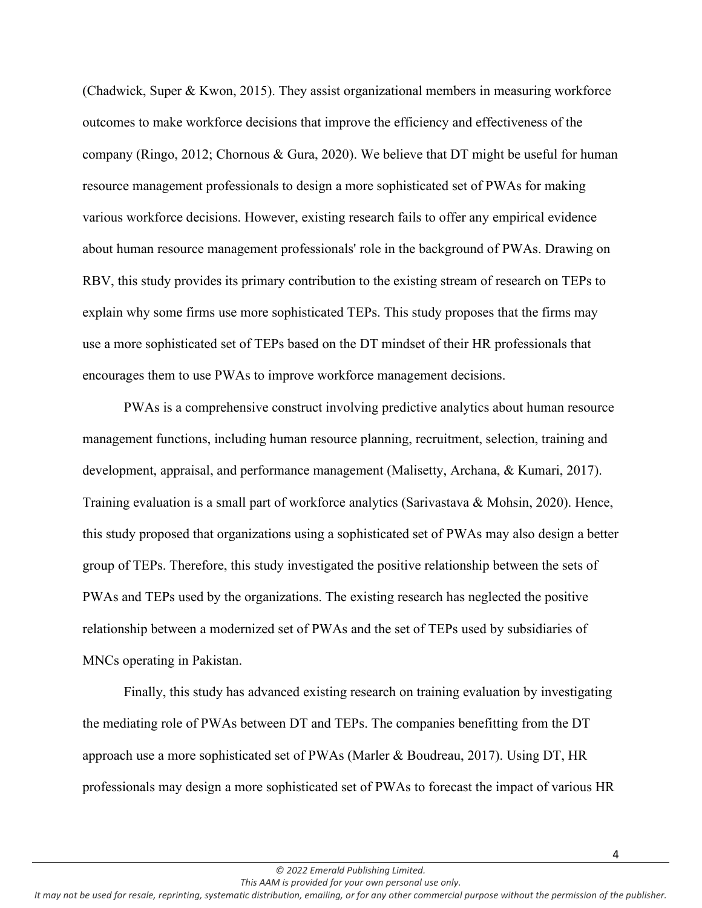(Chadwick, Super & Kwon, 2015). They assist organizational members in measuring workforce outcomes to make workforce decisions that improve the efficiency and effectiveness of the company (Ringo, 2012; Chornous & Gura, 2020). We believe that DT might be useful for human resource management professionals to design a more sophisticated set of PWAs for making various workforce decisions. However, existing research fails to offer any empirical evidence about human resource management professionals' role in the background of PWAs. Drawing on RBV, this study provides its primary contribution to the existing stream of research on TEPs to explain why some firms use more sophisticated TEPs. This study proposes that the firms may use a more sophisticated set of TEPs based on the DT mindset of their HR professionals that encourages them to use PWAs to improve workforce management decisions.

PWAs is a comprehensive construct involving predictive analytics about human resource management functions, including human resource planning, recruitment, selection, training and development, appraisal, and performance management (Malisetty, Archana, & Kumari, 2017). Training evaluation is a small part of workforce analytics (Sarivastava & Mohsin, 2020). Hence, this study proposed that organizations using a sophisticated set of PWAs may also design a better group of TEPs. Therefore, this study investigated the positive relationship between the sets of PWAs and TEPs used by the organizations. The existing research has neglected the positive relationship between a modernized set of PWAs and the set of TEPs used by subsidiaries of MNCs operating in Pakistan.

Finally, this study has advanced existing research on training evaluation by investigating the mediating role of PWAs between DT and TEPs. The companies benefitting from the DT approach use a more sophisticated set of PWAs (Marler & Boudreau, 2017). Using DT, HR professionals may design a more sophisticated set of PWAs to forecast the impact of various HR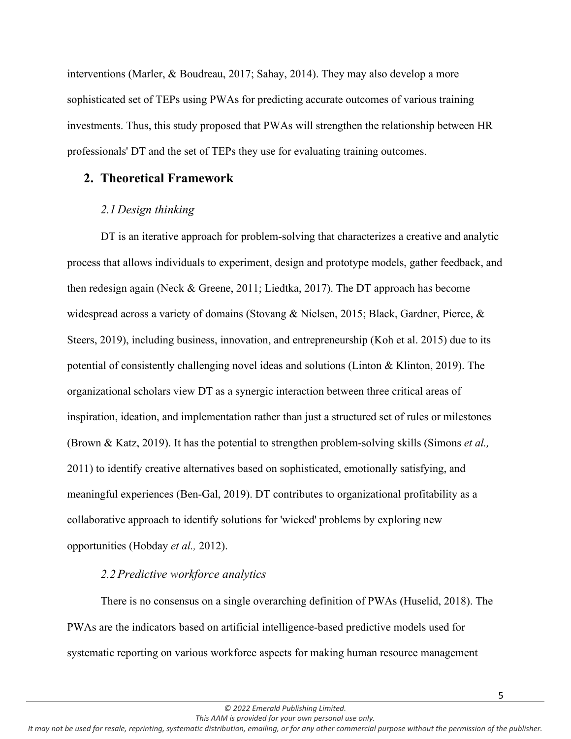interventions (Marler, & Boudreau, 2017; Sahay, 2014). They may also develop a more sophisticated set of TEPs using PWAs for predicting accurate outcomes of various training investments. Thus, this study proposed that PWAs will strengthen the relationship between HR professionals' DT and the set of TEPs they use for evaluating training outcomes.

## 2. Theoretical Framework

### *2.1 Design thinking*

DT is an iterative approach for problem-solving that characterizes a creative and analytic process that allows individuals to experiment, design and prototype models, gather feedback, and then redesign again (Neck & Greene, 2011; Liedtka, 2017). The DT approach has become widespread across a variety of domains (Stovang & Nielsen, 2015; Black, Gardner, Pierce, & Steers, 2019), including business, innovation, and entrepreneurship (Koh et al. 2015) due to its potential of consistently challenging novel ideas and solutions (Linton & Klinton, 2019). The organizational scholars view DT as a synergic interaction between three critical areas of inspiration, ideation, and implementation rather than just a structured set of rules or milestones (Brown & Katz, 2019). It has the potential to strengthen problem-solving skills (Simons *et al.,* 2011) to identify creative alternatives based on sophisticated, emotionally satisfying, and meaningful experiences (Ben-Gal, 2019). DT contributes to organizational profitability as a collaborative approach to identify solutions for 'wicked' problems by exploring new opportunities (Hobday *et al.,* 2012).

### *2.2 Predictive workforce analytics*

There is no consensus on a single overarching definition of PWAs (Huselid, 2018). The PWAs are the indicators based on artificial intelligence-based predictive models used for systematic reporting on various workforce aspects for making human resource management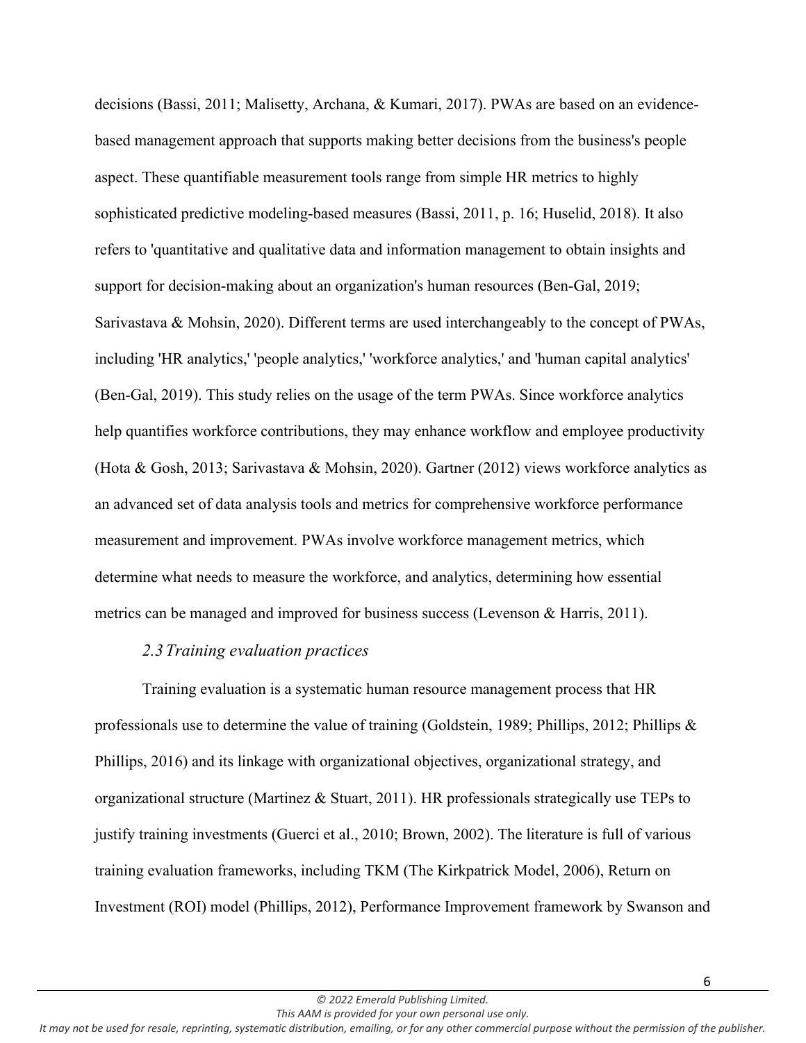decisions (Bassi, 2011; Malisetty, Archana, & Kumari, 2017). PWAs are based on an evidence-based management approach that supports making better decisions from the business's people aspect. These quantifiable measurement tools range from simple HR metrics to highly sophisticated predictive modeling-based measures (Bassi, 2011, p. 16; Huselid, 2018). It also refers to 'quantitative and qualitative data and information management to obtain insights and support for decision-making about an organization's human resources (Ben-Gal, 2019; Sarivastava & Mohsin, 2020). Different terms are used interchangeably to the concept of PWAs, including 'HR analytics,' 'people analytics,' 'workforce analytics,' and 'human capital analytics' (Ben-Gal, 2019). This study relies on the usage of the term PWAs. Since workforce analytics help quantifies workforce contributions, they may enhance workflow and employee productivity (Hota & Gosh, 2013; Sarivastava & Mohsin, 2020). Gartner (2012) views workforce analytics as an advanced set of data analysis tools and metrics for comprehensive workforce performance measurement and improvement. PWAs involve workforce management metrics, which determine what needs to measure the workforce, and analytics, determining how essential metrics can be managed and improved for business success (Levenson & Harris, 2011).

### *2.3 Training evaluation practices*

Training evaluation is a systematic human resource management process that HR professionals use to determine the value of training (Goldstein, 1989; Phillips, 2012; Phillips & Phillips, 2016) and its linkage with organizational objectives, organizational strategy, and organizational structure (Martinez & Stuart, 2011). HR professionals strategically use TEPs to justify training investments (Guerci et al., 2010; Brown, 2002). The literature is full of various training evaluation frameworks, including TKM (The Kirkpatrick Model, 2006), Return on Investment (ROI) model (Phillips, 2012), Performance Improvement framework by Swanson and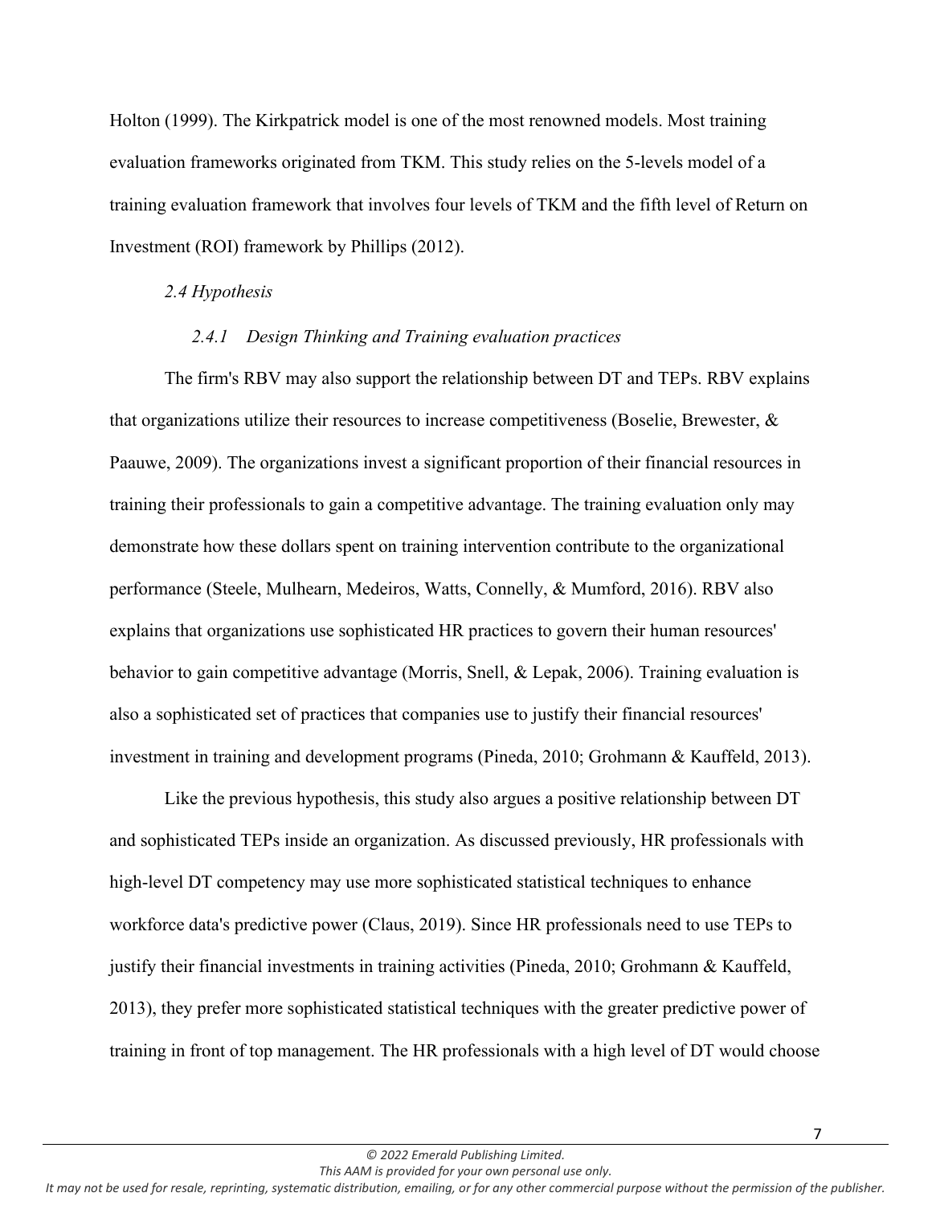Holton (1999). The Kirkpatrick model is one of the most renowned models. Most training evaluation frameworks originated from TKM. This study relies on the 5-levels model of a training evaluation framework that involves four levels of TKM and the fifth level of Return on Investment (ROI) framework by Phillips (2012).

### *2.4 Hypothesis*

#### *2.4.1 Design Thinking and Training evaluation practices*

The firm's RBV may also support the relationship between DT and TEPs. RBV explains that organizations utilize their resources to increase competitiveness (Boselie, Brewester, & Paauwe, 2009). The organizations invest a significant proportion of their financial resources in training their professionals to gain a competitive advantage. The training evaluation only may demonstrate how these dollars spent on training intervention contribute to the organizational performance (Steele, Mulhearn, Medeiros, Watts, Connelly, & Mumford, 2016). RBV also explains that organizations use sophisticated HR practices to govern their human resources' behavior to gain competitive advantage (Morris, Snell, & Lepak, 2006). Training evaluation is also a sophisticated set of practices that companies use to justify their financial resources' investment in training and development programs (Pineda, 2010; Grohmann & Kauffeld, 2013).

Like the previous hypothesis, this study also argues a positive relationship between DT and sophisticated TEPs inside an organization. As discussed previously, HR professionals with high-level DT competency may use more sophisticated statistical techniques to enhance workforce data's predictive power (Claus, 2019). Since HR professionals need to use TEPs to justify their financial investments in training activities (Pineda, 2010; Grohmann & Kauffeld, 2013), they prefer more sophisticated statistical techniques with the greater predictive power of training in front of top management. The HR professionals with a high level of DT would choose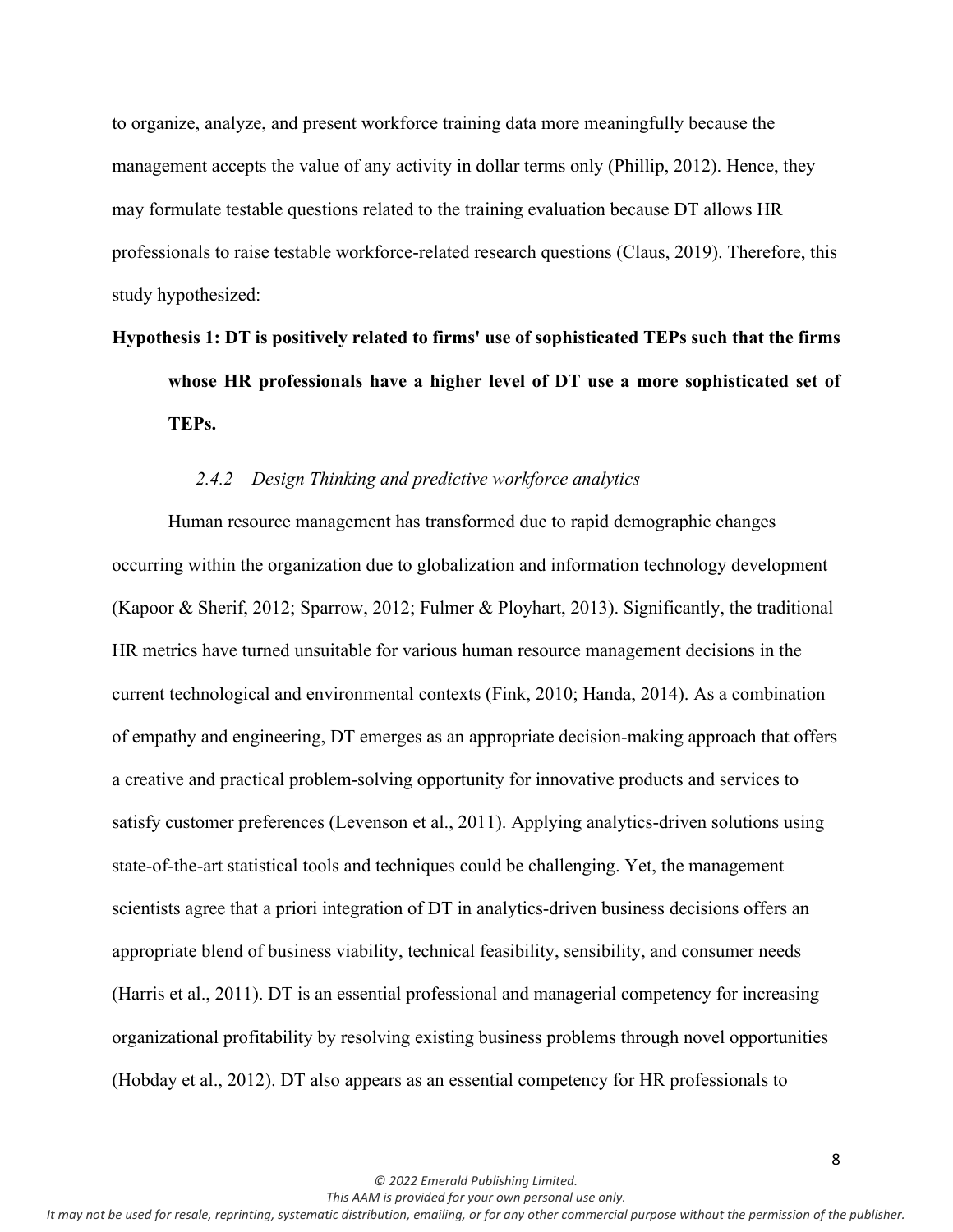to organize, analyze, and present workforce training data more meaningfully because the management accepts the value of any activity in dollar terms only (Phillip, 2012). Hence, they may formulate testable questions related to the training evaluation because DT allows HR professionals to raise testable workforce-related research questions (Claus, 2019). Therefore, this study hypothesized:

**Hypothesis 1: DT is positively related to firms' use of sophisticated TEPs such that the firms whose HR professionals have a higher level of DT use a more sophisticated set of TEPs.**

### *2.4.2 Design Thinking and predictive workforce analytics*

Human resource management has transformed due to rapid demographic changes occurring within the organization due to globalization and information technology development (Kapoor & Sherif, 2012; Sparrow, 2012; Fulmer & Ployhart, 2013). Significantly, the traditional HR metrics have turned unsuitable for various human resource management decisions in the current technological and environmental contexts (Fink, 2010; Handa, 2014). As a combination of empathy and engineering, DT emerges as an appropriate decision-making approach that offers a creative and practical problem-solving opportunity for innovative products and services to satisfy customer preferences (Levenson et al., 2011). Applying analytics-driven solutions using state-of-the-art statistical tools and techniques could be challenging. Yet, the management scientists agree that a priori integration of DT in analytics-driven business decisions offers an appropriate blend of business viability, technical feasibility, sensibility, and consumer needs (Harris et al., 2011). DT is an essential professional and managerial competency for increasing organizational profitability by resolving existing business problems through novel opportunities (Hobday et al., 2012). DT also appears as an essential competency for HR professionals to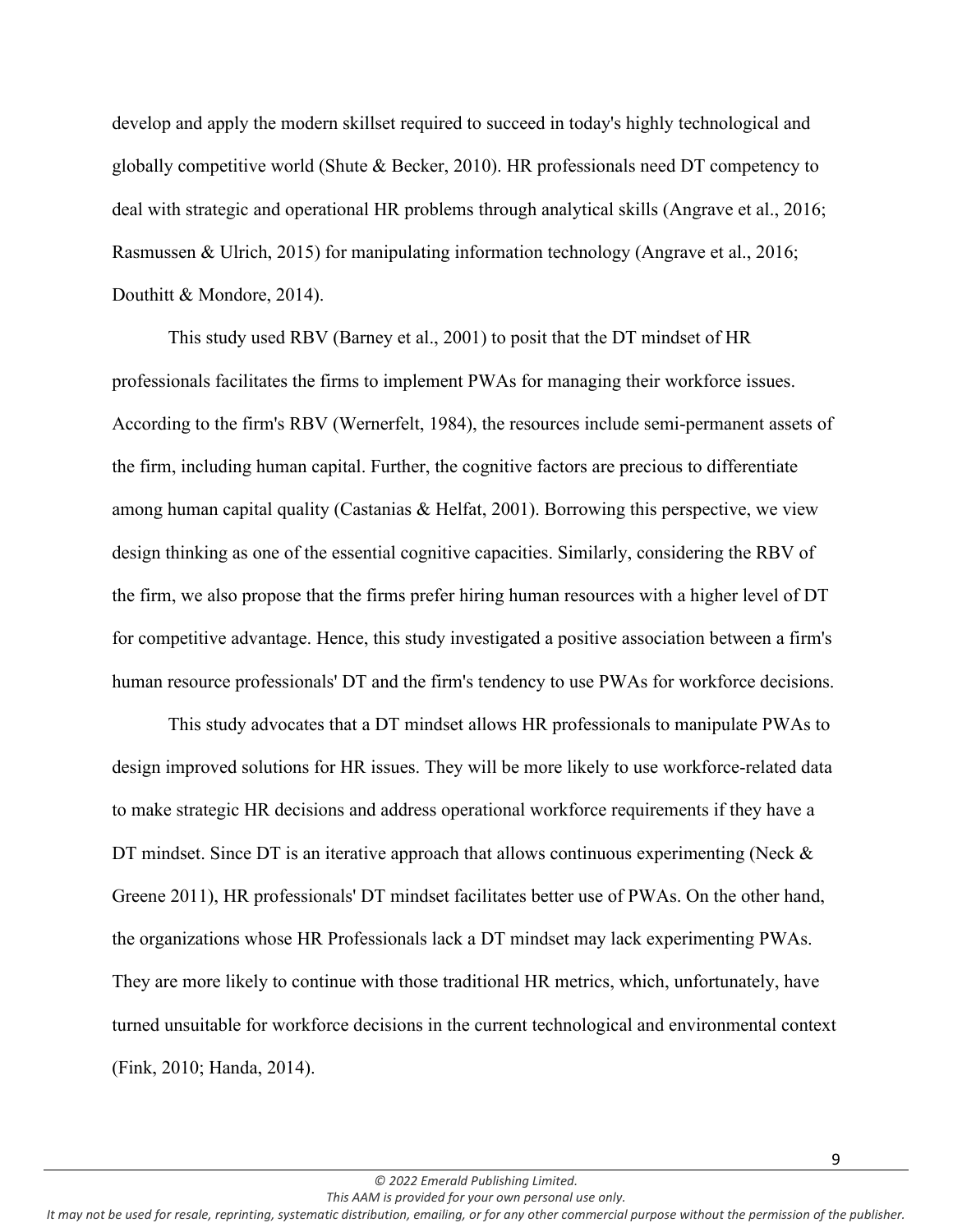develop and apply the modern skillset required to succeed in today's highly technological and globally competitive world (Shute & Becker, 2010). HR professionals need DT competency to deal with strategic and operational HR problems through analytical skills (Angrave et al., 2016; Rasmussen & Ulrich, 2015) for manipulating information technology (Angrave et al., 2016; Douthitt & Mondore, 2014).

This study used RBV (Barney et al., 2001) to posit that the DT mindset of HR professionals facilitates the firms to implement PWAs for managing their workforce issues. According to the firm's RBV (Wernerfelt, 1984), the resources include semi-permanent assets of the firm, including human capital. Further, the cognitive factors are precious to differentiate among human capital quality (Castanias & Helfat, 2001). Borrowing this perspective, we view design thinking as one of the essential cognitive capacities. Similarly, considering the RBV of the firm, we also propose that the firms prefer hiring human resources with a higher level of DT for competitive advantage. Hence, this study investigated a positive association between a firm's human resource professionals' DT and the firm's tendency to use PWAs for workforce decisions.

This study advocates that a DT mindset allows HR professionals to manipulate PWAs to design improved solutions for HR issues. They will be more likely to use workforce-related data to make strategic HR decisions and address operational workforce requirements if they have a DT mindset. Since DT is an iterative approach that allows continuous experimenting (Neck & Greene 2011), HR professionals' DT mindset facilitates better use of PWAs. On the other hand, the organizations whose HR Professionals lack a DT mindset may lack experimenting PWAs. They are more likely to continue with those traditional HR metrics, which, unfortunately, have turned unsuitable for workforce decisions in the current technological and environmental context (Fink, 2010; Handa, 2014).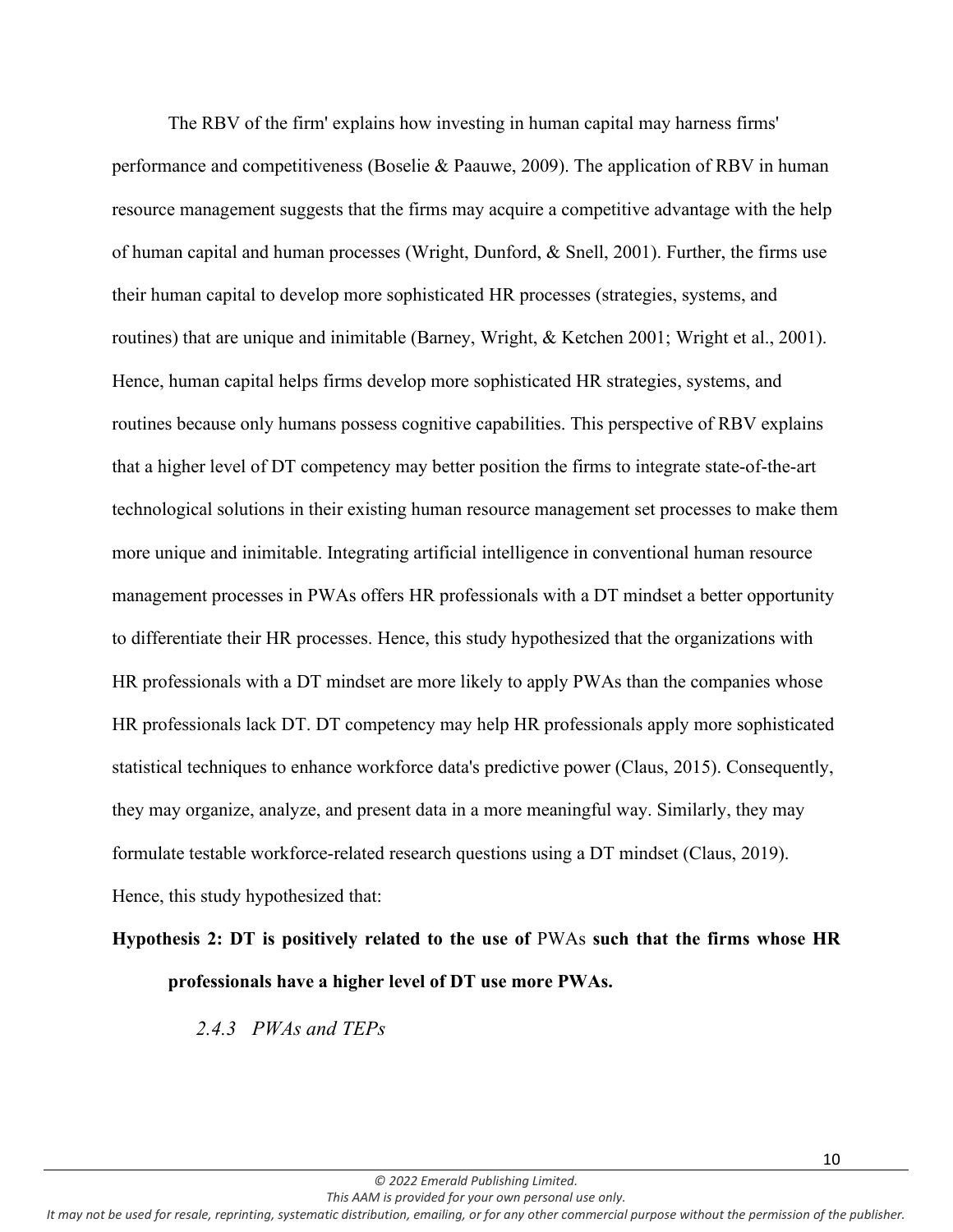The RBV of the firm' explains how investing in human capital may harness firms' performance and competitiveness (Boselie & Paauwe, 2009). The application of RBV in human resource management suggests that the firms may acquire a competitive advantage with the help of human capital and human processes (Wright, Dunford, & Snell, 2001). Further, the firms use their human capital to develop more sophisticated HR processes (strategies, systems, and routines) that are unique and inimitable (Barney, Wright, & Ketchen 2001; Wright et al., 2001). Hence, human capital helps firms develop more sophisticated HR strategies, systems, and routines because only humans possess cognitive capabilities. This perspective of RBV explains that a higher level of DT competency may better position the firms to integrate state-of-the-art technological solutions in their existing human resource management set processes to make them more unique and inimitable. Integrating artificial intelligence in conventional human resource management processes in PWAs offers HR professionals with a DT mindset a better opportunity to differentiate their HR processes. Hence, this study hypothesized that the organizations with HR professionals with a DT mindset are more likely to apply PWAs than the companies whose HR professionals lack DT. DT competency may help HR professionals apply more sophisticated statistical techniques to enhance workforce data's predictive power (Claus, 2015). Consequently, they may organize, analyze, and present data in a more meaningful way. Similarly, they may formulate testable workforce-related research questions using a DT mindset (Claus, 2019). Hence, this study hypothesized that:

**Hypothesis 2: DT is positively related to the use of** PWAs **such that the firms whose HR professionals have a higher level of DT use more PWAs.**

#### *2.4.3 PWAs and TEPs*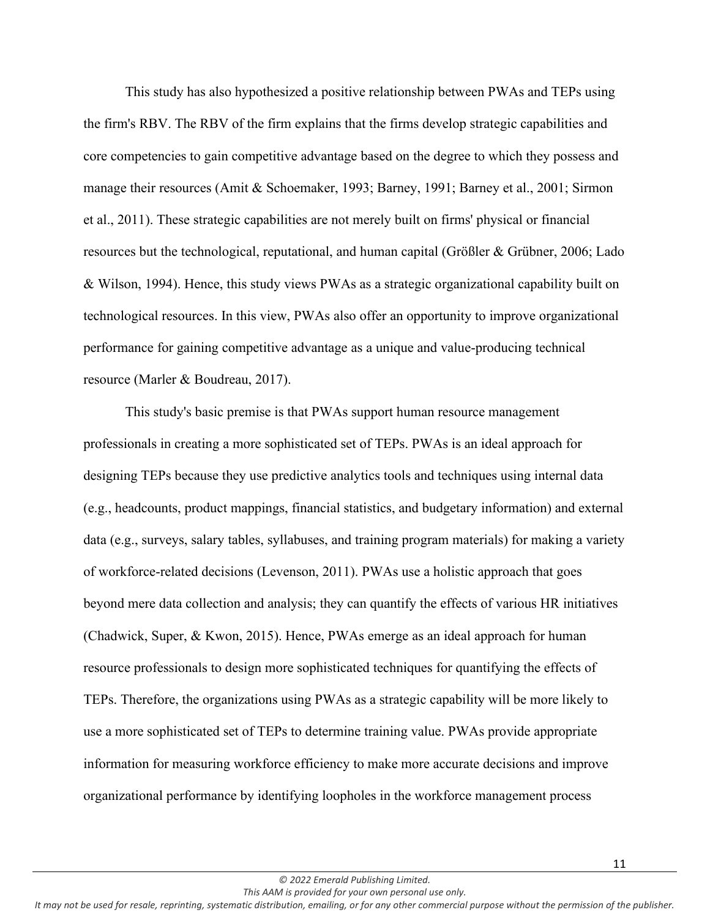This study has also hypothesized a positive relationship between PWAs and TEPs using the firm's RBV. The RBV of the firm explains that the firms develop strategic capabilities and core competencies to gain competitive advantage based on the degree to which they possess and manage their resources (Amit & Schoemaker, 1993; Barney, 1991; Barney et al., 2001; Sirmon et al., 2011). These strategic capabilities are not merely built on firms' physical or financial resources but the technological, reputational, and human capital (Größler & Grübner, 2006; Lado & Wilson, 1994). Hence, this study views PWAs as a strategic organizational capability built on technological resources. In this view, PWAs also offer an opportunity to improve organizational performance for gaining competitive advantage as a unique and value-producing technical resource (Marler & Boudreau, 2017).

This study's basic premise is that PWAs support human resource management professionals in creating a more sophisticated set of TEPs. PWAs is an ideal approach for designing TEPs because they use predictive analytics tools and techniques using internal data (e.g., headcounts, product mappings, financial statistics, and budgetary information) and external data (e.g., surveys, salary tables, syllabuses, and training program materials) for making a variety of workforce-related decisions (Levenson, 2011). PWAs use a holistic approach that goes beyond mere data collection and analysis; they can quantify the effects of various HR initiatives (Chadwick, Super, & Kwon, 2015). Hence, PWAs emerge as an ideal approach for human resource professionals to design more sophisticated techniques for quantifying the effects of TEPs. Therefore, the organizations using PWAs as a strategic capability will be more likely to use a more sophisticated set of TEPs to determine training value. PWAs provide appropriate information for measuring workforce efficiency to make more accurate decisions and improve organizational performance by identifying loopholes in the workforce management process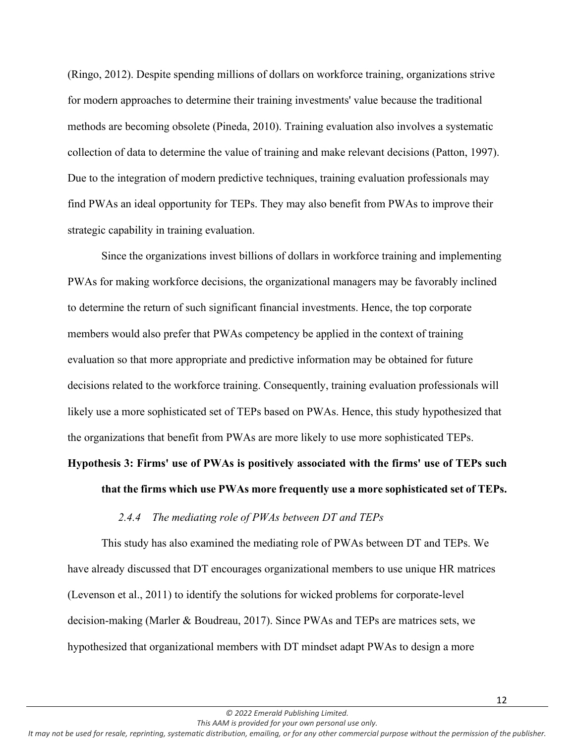(Ringo, 2012). Despite spending millions of dollars on workforce training, organizations strive for modern approaches to determine their training investments' value because the traditional methods are becoming obsolete (Pineda, 2010). Training evaluation also involves a systematic collection of data to determine the value of training and make relevant decisions (Patton, 1997). Due to the integration of modern predictive techniques, training evaluation professionals may find PWAs an ideal opportunity for TEPs. They may also benefit from PWAs to improve their strategic capability in training evaluation.

Since the organizations invest billions of dollars in workforce training and implementing PWAs for making workforce decisions, the organizational managers may be favorably inclined to determine the return of such significant financial investments. Hence, the top corporate members would also prefer that PWAs competency be applied in the context of training evaluation so that more appropriate and predictive information may be obtained for future decisions related to the workforce training. Consequently, training evaluation professionals will likely use a more sophisticated set of TEPs based on PWAs. Hence, this study hypothesized that the organizations that benefit from PWAs are more likely to use more sophisticated TEPs.

**Hypothesis 3: Firms' use of PWAs is positively associated with the firms' use of TEPs such that the firms which use PWAs more frequently use a more sophisticated set of TEPs.**

#### *2.4.4 The mediating role of PWAs between DT and TEPs*

This study has also examined the mediating role of PWAs between DT and TEPs. We have already discussed that DT encourages organizational members to use unique HR matrices (Levenson et al., 2011) to identify the solutions for wicked problems for corporate-level decision-making (Marler & Boudreau, 2017). Since PWAs and TEPs are matrices sets, we hypothesized that organizational members with DT mindset adapt PWAs to design a more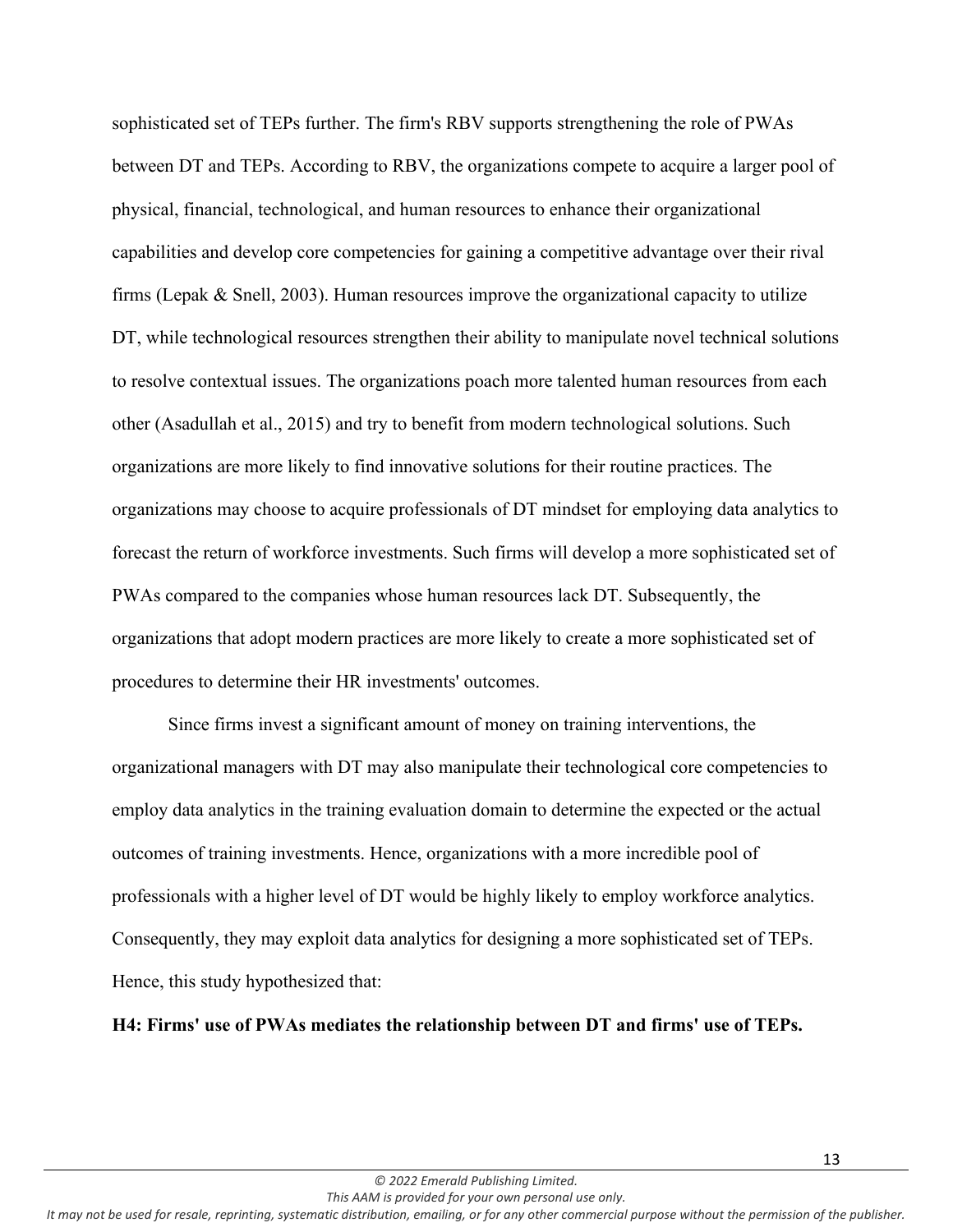sophisticated set of TEPs further. The firm's RBV supports strengthening the role of PWAs between DT and TEPs. According to RBV, the organizations compete to acquire a larger pool of physical, financial, technological, and human resources to enhance their organizational capabilities and develop core competencies for gaining a competitive advantage over their rival firms (Lepak & Snell, 2003). Human resources improve the organizational capacity to utilize DT, while technological resources strengthen their ability to manipulate novel technical solutions to resolve contextual issues. The organizations poach more talented human resources from each other (Asadullah et al., 2015) and try to benefit from modern technological solutions. Such organizations are more likely to find innovative solutions for their routine practices. The organizations may choose to acquire professionals of DT mindset for employing data analytics to forecast the return of workforce investments. Such firms will develop a more sophisticated set of PWAs compared to the companies whose human resources lack DT. Subsequently, the organizations that adopt modern practices are more likely to create a more sophisticated set of procedures to determine their HR investments' outcomes.

Since firms invest a significant amount of money on training interventions, the organizational managers with DT may also manipulate their technological core competencies to employ data analytics in the training evaluation domain to determine the expected or the actual outcomes of training investments. Hence, organizations with a more incredible pool of professionals with a higher level of DT would be highly likely to employ workforce analytics. Consequently, they may exploit data analytics for designing a more sophisticated set of TEPs. Hence, this study hypothesized that:

**H4: Firms' use of PWAs mediates the relationship between DT and firms' use of TEPs.**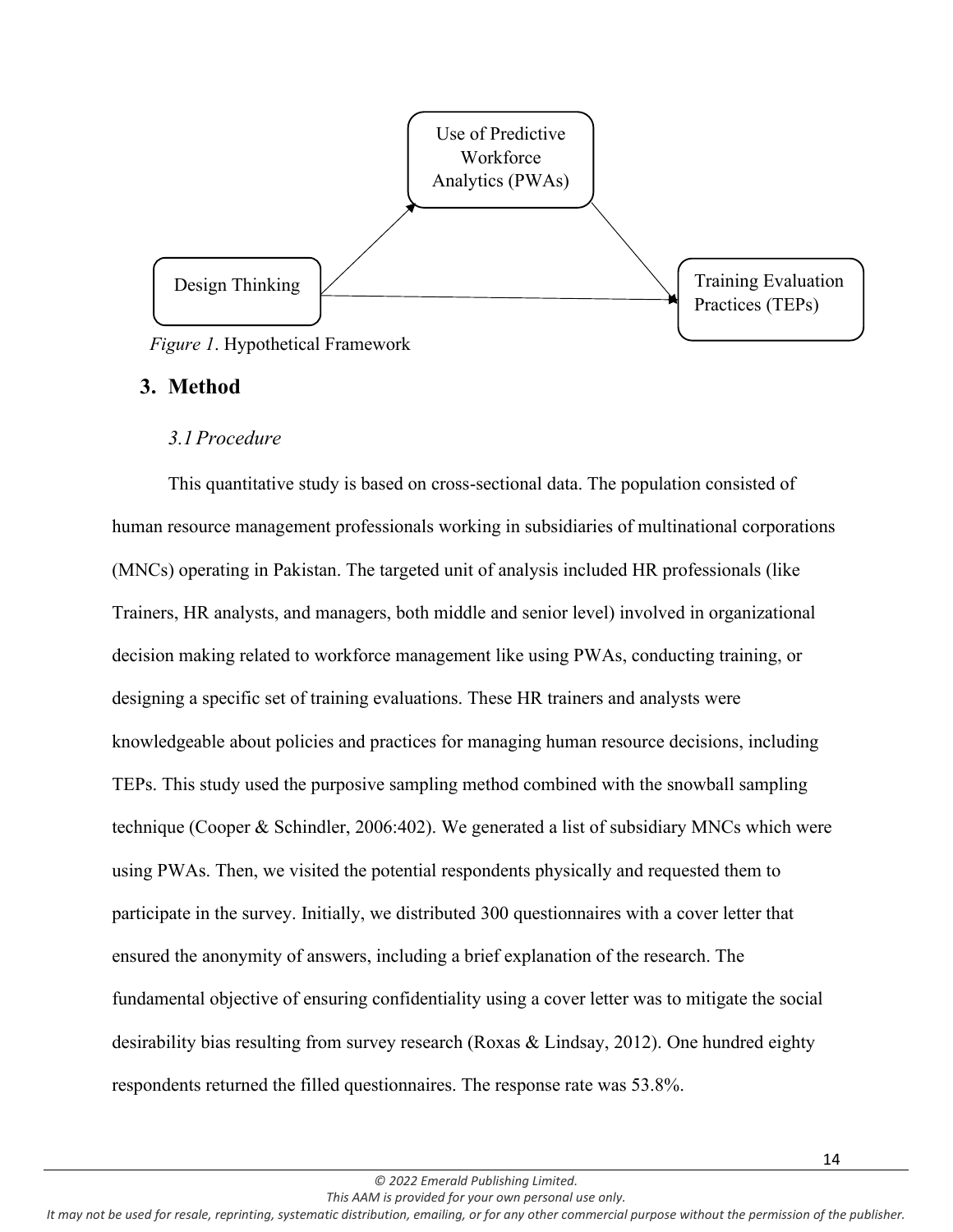Use of Predictive Workforce Analytics (PWAs)

Design Thinking

Training Evaluation Practices (TEPs)

*Figure 1*. Hypothetical Framework

## 3. Method

### *3.1 Procedure*

This quantitative study is based on cross-sectional data. The population consisted of human resource management professionals working in subsidiaries of multinational corporations (MNCs) operating in Pakistan. The targeted unit of analysis included HR professionals (like Trainers, HR analysts, and managers, both middle and senior level) involved in organizational decision making related to workforce management like using PWAs, conducting training, or designing a specific set of training evaluations. These HR trainers and analysts were knowledgeable about policies and practices for managing human resource decisions, including TEPs. This study used the purposive sampling method combined with the snowball sampling technique (Cooper & Schindler, 2006:402). We generated a list of subsidiary MNCs which were using PWAs. Then, we visited the potential respondents physically and requested them to participate in the survey. Initially, we distributed 300 questionnaires with a cover letter that ensured the anonymity of answers, including a brief explanation of the research. The fundamental objective of ensuring confidentiality using a cover letter was to mitigate the social desirability bias resulting from survey research (Roxas & Lindsay, 2012). One hundred eighty respondents returned the filled questionnaires. The response rate was 53.8%.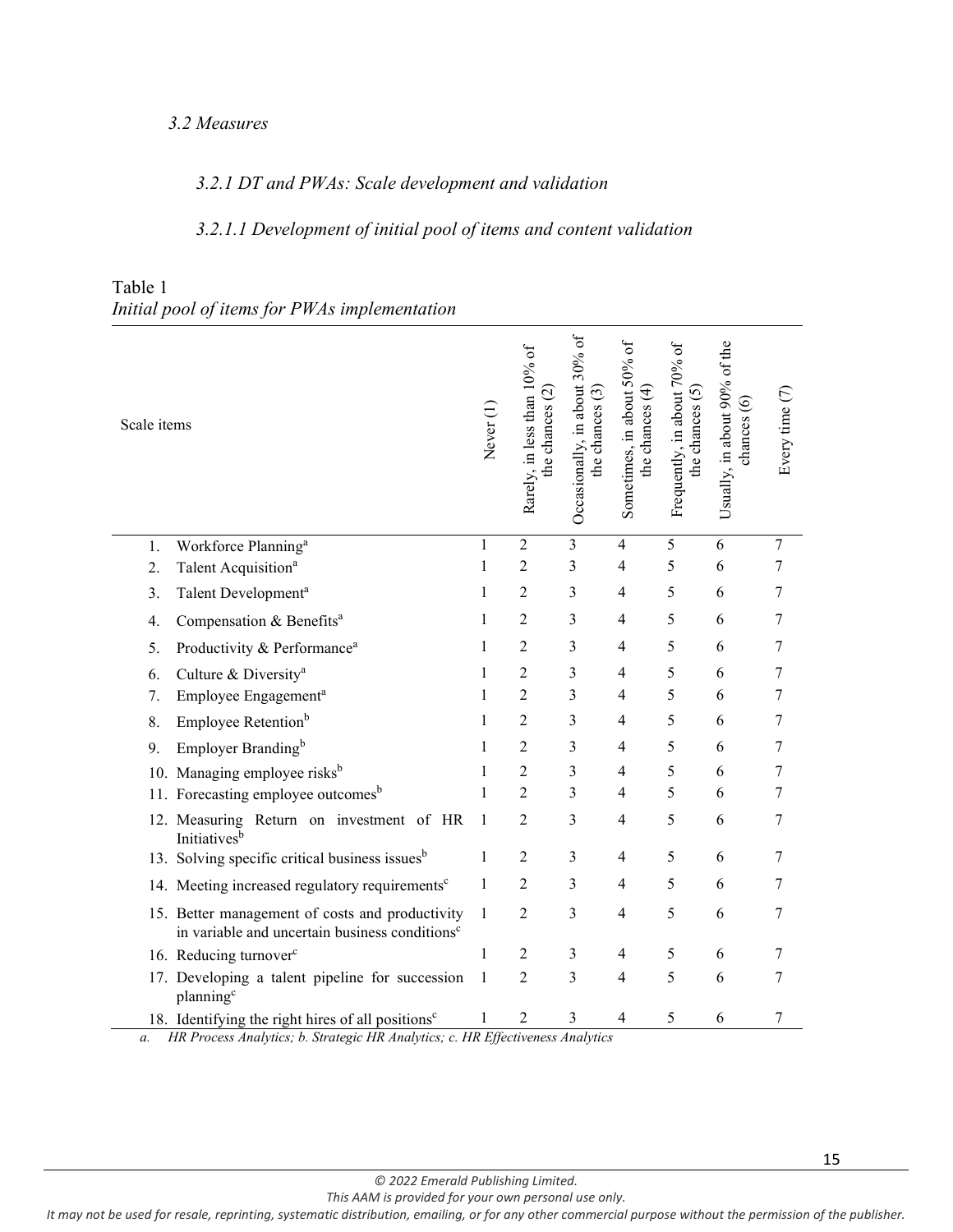*3.2 Measures*

*3.2.1 DT and PWAs: Scale development and validation*

*3.2.1.1 Development of initial pool of items and content validation*

Table 1
*Initial pool of items for PWAs implementation*

| Scale items | Never (1) | Rarely, in less than 10% of the chances (2) | Occasionally, in about 30% of the chances (3) | Sometimes, in about 50% of the chances (4) | Frequently, in about 70% of the chances (5) | Usually, in about 90% of the chances (6) | Every time (7) |
|---|---|---|---|---|---|---|---|
| 1. Workforce Planning[a] | 1 | 2 | 3 | 4 | 5 | 6 | 7 |
| 2. Talent Acquisition[a] | 1 | 2 | 3 | 4 | 5 | 6 | 7 |
| 3. Talent Development[a] | 1 | 2 | 3 | 4 | 5 | 6 | 7 |
| 4. Compensation & Benefits[a] | 1 | 2 | 3 | 4 | 5 | 6 | 7 |
| 5. Productivity & Performance[a] | 1 | 2 | 3 | 4 | 5 | 6 | 7 |
| 6. Culture & Diversity[a] | 1 | 2 | 3 | 4 | 5 | 6 | 7 |
| 7. Employee Engagement[a] | 1 | 2 | 3 | 4 | 5 | 6 | 7 |
| 8. Employee Retention[b] | 1 | 2 | 3 | 4 | 5 | 6 | 7 |
| 9. Employer Branding[b] | 1 | 2 | 3 | 4 | 5 | 6 | 7 |
| 10. Managing employee risks[b] | 1 | 2 | 3 | 4 | 5 | 6 | 7 |
| 11. Forecasting employee outcomes[b] | 1 | 2 | 3 | 4 | 5 | 6 | 7 |
| 12. Measuring Return on investment of HR Initiatives[b] | 1 | 2 | 3 | 4 | 5 | 6 | 7 |
| 13. Solving specific critical business issues[b] | 1 | 2 | 3 | 4 | 5 | 6 | 7 |
| 14. Meeting increased regulatory requirements[c] | 1 | 2 | 3 | 4 | 5 | 6 | 7 |
| 15. Better management of costs and productivity in variable and uncertain business conditions[c] | 1 | 2 | 3 | 4 | 5 | 6 | 7 |
| 16. Reducing turnover[c] | 1 | 2 | 3 | 4 | 5 | 6 | 7 |
| 17. Developing a talent pipeline for succession planning[c] | 1 | 2 | 3 | 4 | 5 | 6 | 7 |
| 18. Identifying the right hires of all positions[c] | 1 | 2 | 3 | 4 | 5 | 6 | 7 |

*a. HR Process Analytics; b. Strategic HR Analytics; c. HR Effectiveness Analytics*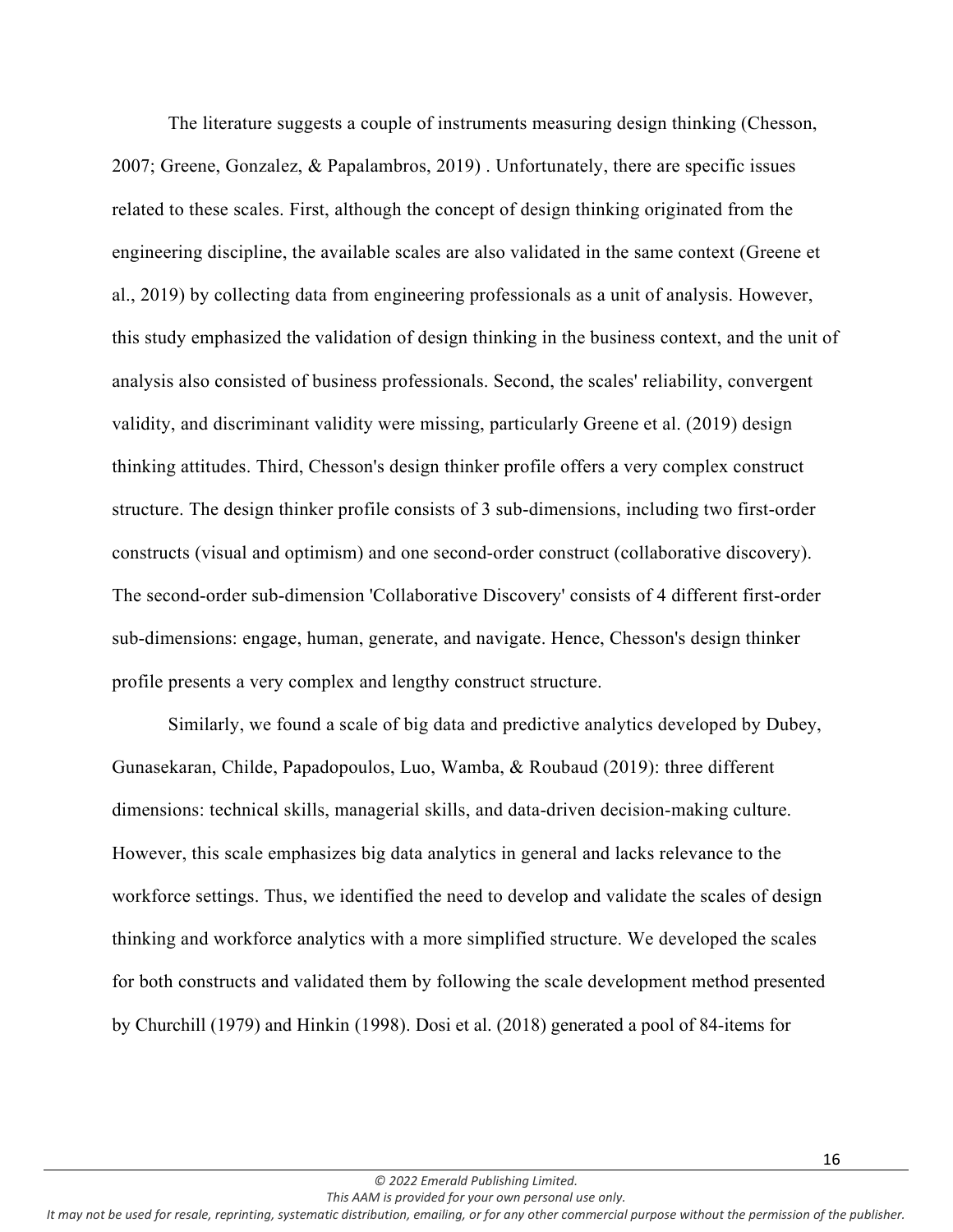The literature suggests a couple of instruments measuring design thinking (Chesson, 2007; Greene, Gonzalez, & Papalambros, 2019) . Unfortunately, there are specific issues related to these scales. First, although the concept of design thinking originated from the engineering discipline, the available scales are also validated in the same context (Greene et al., 2019) by collecting data from engineering professionals as a unit of analysis. However, this study emphasized the validation of design thinking in the business context, and the unit of analysis also consisted of business professionals. Second, the scales' reliability, convergent validity, and discriminant validity were missing, particularly Greene et al. (2019) design thinking attitudes. Third, Chesson's design thinker profile offers a very complex construct structure. The design thinker profile consists of 3 sub-dimensions, including two first-order constructs (visual and optimism) and one second-order construct (collaborative discovery). The second-order sub-dimension 'Collaborative Discovery' consists of 4 different first-order sub-dimensions: engage, human, generate, and navigate. Hence, Chesson's design thinker profile presents a very complex and lengthy construct structure.

Similarly, we found a scale of big data and predictive analytics developed by Dubey, Gunasekaran, Childe, Papadopoulos, Luo, Wamba, & Roubaud (2019): three different dimensions: technical skills, managerial skills, and data-driven decision-making culture. However, this scale emphasizes big data analytics in general and lacks relevance to the workforce settings. Thus, we identified the need to develop and validate the scales of design thinking and workforce analytics with a more simplified structure. We developed the scales for both constructs and validated them by following the scale development method presented by Churchill (1979) and Hinkin (1998). Dosi et al. (2018) generated a pool of 84-items for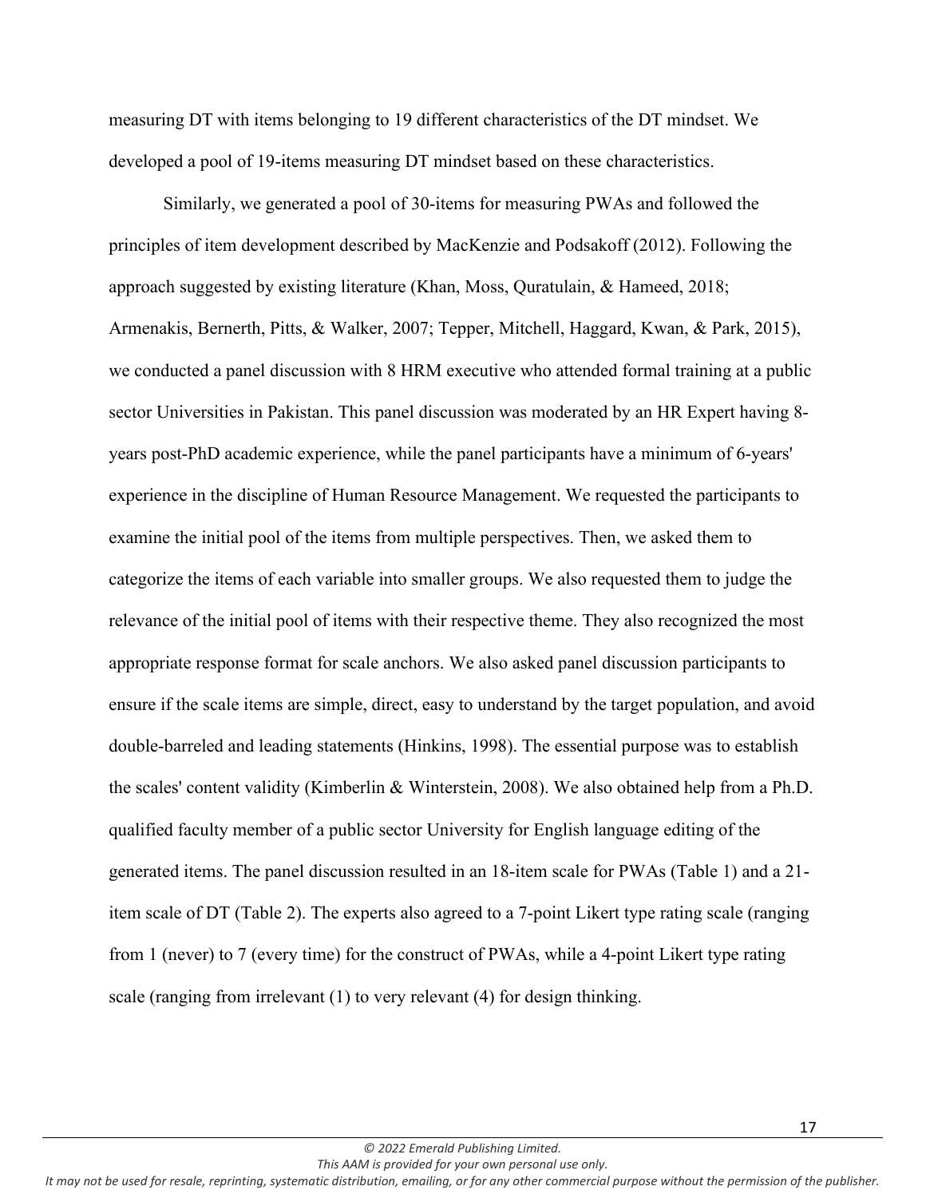measuring DT with items belonging to 19 different characteristics of the DT mindset. We developed a pool of 19-items measuring DT mindset based on these characteristics.

Similarly, we generated a pool of 30-items for measuring PWAs and followed the principles of item development described by MacKenzie and Podsakoff (2012). Following the approach suggested by existing literature (Khan, Moss, Quratulain, & Hameed, 2018; Armenakis, Bernerth, Pitts, & Walker, 2007; Tepper, Mitchell, Haggard, Kwan, & Park, 2015), we conducted a panel discussion with 8 HRM executive who attended formal training at a public sector Universities in Pakistan. This panel discussion was moderated by an HR Expert having 8-years post-PhD academic experience, while the panel participants have a minimum of 6-years' experience in the discipline of Human Resource Management. We requested the participants to examine the initial pool of the items from multiple perspectives. Then, we asked them to categorize the items of each variable into smaller groups. We also requested them to judge the relevance of the initial pool of items with their respective theme. They also recognized the most appropriate response format for scale anchors. We also asked panel discussion participants to ensure if the scale items are simple, direct, easy to understand by the target population, and avoid double-barreled and leading statements (Hinkins, 1998). The essential purpose was to establish the scales' content validity (Kimberlin & Winterstein, 2008). We also obtained help from a Ph.D. qualified faculty member of a public sector University for English language editing of the generated items. The panel discussion resulted in an 18-item scale for PWAs (Table 1) and a 21-item scale of DT (Table 2). The experts also agreed to a 7-point Likert type rating scale (ranging from 1 (never) to 7 (every time) for the construct of PWAs, while a 4-point Likert type rating scale (ranging from irrelevant (1) to very relevant (4) for design thinking.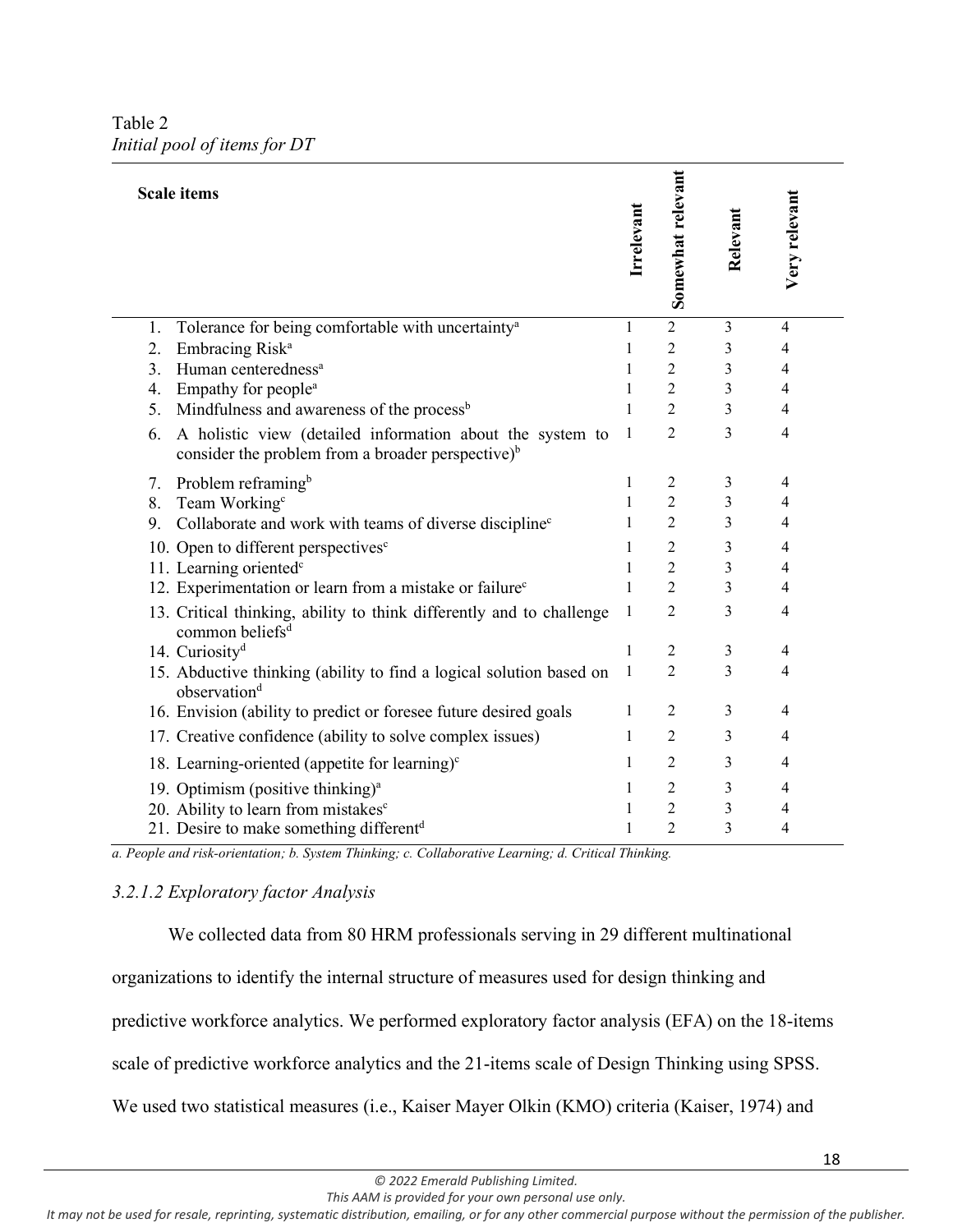Table 2
*Initial pool of items for DT*

| Scale items | Irrelevant | Somewhat relevant | Relevant | Very relevant |
|---|---|---|---|---|
| 1. Tolerance for being comfortable with uncertainty[a] | 1 | 2 | 3 | 4 |
| 2. Embracing Risk[a] | 1 | 2 | 3 | 4 |
| 3. Human centeredness[a] | 1 | 2 | 3 | 4 |
| 4. Empathy for people[a] | 1 | 2 | 3 | 4 |
| 5. Mindfulness and awareness of the process[b] | 1 | 2 | 3 | 4 |
| 6. A holistic view (detailed information about the system to consider the problem from a broader perspective)[b] | 1 | 2 | 3 | 4 |
| 7. Problem reframing[b] | 1 | 2 | 3 | 4 |
| 8. Team Working[c] | 1 | 2 | 3 | 4 |
| 9. Collaborate and work with teams of diverse discipline[c] | 1 | 2 | 3 | 4 |
| 10. Open to different perspectives[c] | 1 | 2 | 3 | 4 |
| 11. Learning oriented[c] | 1 | 2 | 3 | 4 |
| 12. Experimentation or learn from a mistake or failure[c] | 1 | 2 | 3 | 4 |
| 13. Critical thinking, ability to think differently and to challenge common beliefs[d] | 1 | 2 | 3 | 4 |
| 14. Curiosity[d] | 1 | 2 | 3 | 4 |
| 15. Abductive thinking (ability to find a logical solution based on observation[d] | 1 | 2 | 3 | 4 |
| 16. Envision (ability to predict or foresee future desired goals | 1 | 2 | 3 | 4 |
| 17. Creative confidence (ability to solve complex issues) | 1 | 2 | 3 | 4 |
| 18. Learning-oriented (appetite for learning)[c] | 1 | 2 | 3 | 4 |
| 19. Optimism (positive thinking)[a] | 1 | 2 | 3 | 4 |
| 20. Ability to learn from mistakes[c] | 1 | 2 | 3 | 4 |
| 21. Desire to make something different[d] | 1 | 2 | 3 | 4 |

*a. People and risk-orientation; b. System Thinking; c. Collaborative Learning; d. Critical Thinking.*

*3.2.1.2 Exploratory factor Analysis*

We collected data from 80 HRM professionals serving in 29 different multinational organizations to identify the internal structure of measures used for design thinking and predictive workforce analytics. We performed exploratory factor analysis (EFA) on the 18-items scale of predictive workforce analytics and the 21-items scale of Design Thinking using SPSS. We used two statistical measures (i.e., Kaiser Mayer Olkin (KMO) criteria (Kaiser, 1974) and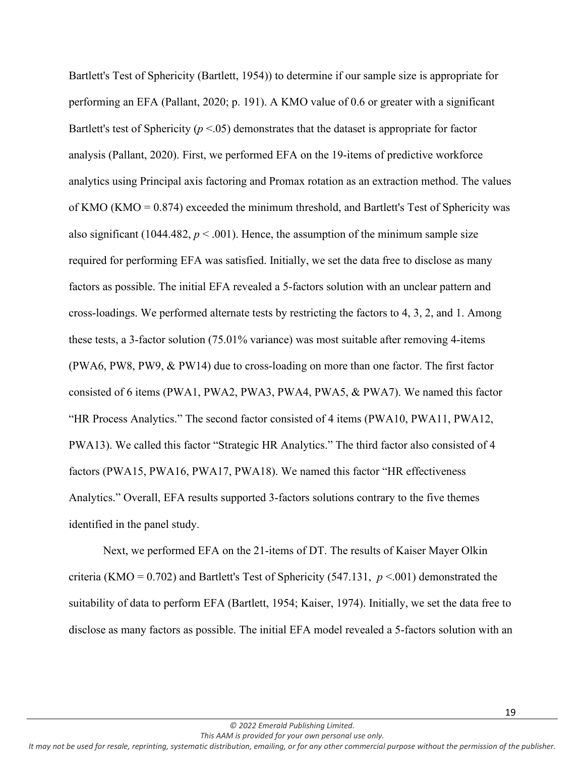Bartlett's Test of Sphericity (Bartlett, 1954)) to determine if our sample size is appropriate for performing an EFA (Pallant, 2020; p. 191). A KMO value of 0.6 or greater with a significant Bartlett's test of Sphericity ($p$ <.05) demonstrates that the dataset is appropriate for factor analysis (Pallant, 2020). First, we performed EFA on the 19-items of predictive workforce analytics using Principal axis factoring and Promax rotation as an extraction method. The values of KMO (KMO = 0.874) exceeded the minimum threshold, and Bartlett's Test of Sphericity was also significant (1044.482, $p$ < .001). Hence, the assumption of the minimum sample size required for performing EFA was satisfied. Initially, we set the data free to disclose as many factors as possible. The initial EFA revealed a 5-factors solution with an unclear pattern and cross-loadings. We performed alternate tests by restricting the factors to 4, 3, 2, and 1. Among these tests, a 3-factor solution (75.01% variance) was most suitable after removing 4-items (PWA6, PW8, PW9, & PW14) due to cross-loading on more than one factor. The first factor consisted of 6 items (PWA1, PWA2, PWA3, PWA4, PWA5, & PWA7). We named this factor "HR Process Analytics." The second factor consisted of 4 items (PWA10, PWA11, PWA12, PWA13). We called this factor "Strategic HR Analytics." The third factor also consisted of 4 factors (PWA15, PWA16, PWA17, PWA18). We named this factor "HR effectiveness Analytics." Overall, EFA results supported 3-factors solutions contrary to the five themes identified in the panel study.

Next, we performed EFA on the 21-items of DT. The results of Kaiser Mayer Olkin criteria (KMO = 0.702) and Bartlett's Test of Sphericity (547.131, $p$ <.001) demonstrated the suitability of data to perform EFA (Bartlett, 1954; Kaiser, 1974). Initially, we set the data free to disclose as many factors as possible. The initial EFA model revealed a 5-factors solution with an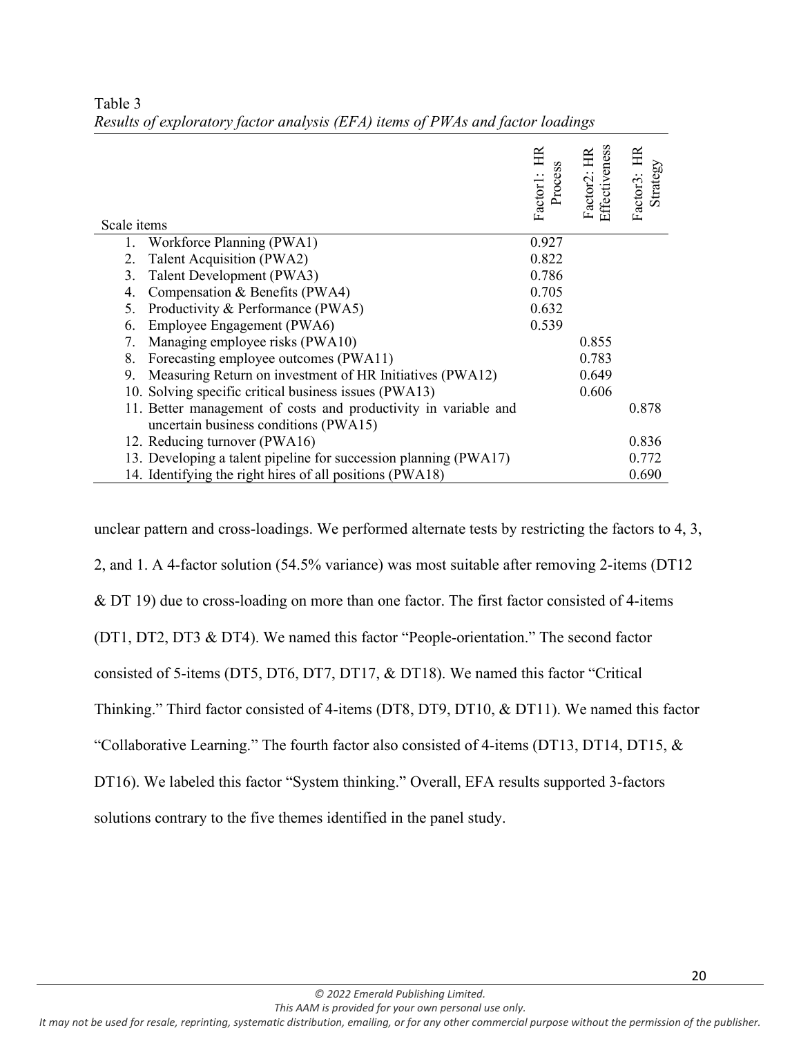Table 3

*Results of exploratory factor analysis (EFA) items of PWAs and factor loadings*

| Scale items | Factor1: HR Process | Factor2: HR Effectiveness | Factor3: HR Strategy |
|---|---|---|---|
| 1. Workforce Planning (PWA1) | 0.927 | | |
| 2. Talent Acquisition (PWA2) | 0.822 | | |
| 3. Talent Development (PWA3) | 0.786 | | |
| 4. Compensation & Benefits (PWA4) | 0.705 | | |
| 5. Productivity & Performance (PWA5) | 0.632 | | |
| 6. Employee Engagement (PWA6) | 0.539 | | |
| 7. Managing employee risks (PWA10) | | 0.855 | |
| 8. Forecasting employee outcomes (PWA11) | | 0.783 | |
| 9. Measuring Return on investment of HR Initiatives (PWA12) | | 0.649 | |
| 10. Solving specific critical business issues (PWA13) | | 0.606 | |
| 11. Better management of costs and productivity in variable and uncertain business conditions (PWA15) | | | 0.878 |
| 12. Reducing turnover (PWA16) | | | 0.836 |
| 13. Developing a talent pipeline for succession planning (PWA17) | | | 0.772 |
| 14. Identifying the right hires of all positions (PWA18) | | | 0.690 |

unclear pattern and cross-loadings. We performed alternate tests by restricting the factors to 4, 3, 2, and 1. A 4-factor solution (54.5% variance) was most suitable after removing 2-items (DT12 & DT 19) due to cross-loading on more than one factor. The first factor consisted of 4-items (DT1, DT2, DT3 & DT4). We named this factor "People-orientation." The second factor consisted of 5-items (DT5, DT6, DT7, DT17, & DT18). We named this factor "Critical Thinking." Third factor consisted of 4-items (DT8, DT9, DT10, & DT11). We named this factor "Collaborative Learning." The fourth factor also consisted of 4-items (DT13, DT14, DT15, & DT16). We labeled this factor "System thinking." Overall, EFA results supported 3-factors solutions contrary to the five themes identified in the panel study.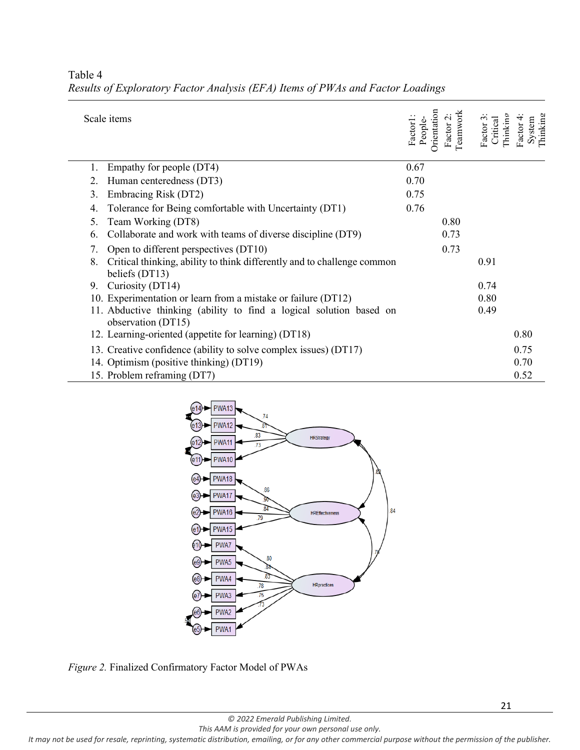Table 4

*Results of Exploratory Factor Analysis (EFA) Items of PWAs and Factor Loadings*

| Scale items | Factor1: People-Orientation | Factor 2: Teamwork | Factor 3: Critical Thinking | Factor 4: System Thinking |
|---|---|---|---|---|
| 1. Empathy for people (DT4) | 0.67 | | | |
| 2. Human centeredness (DT3) | 0.70 | | | |
| 3. Embracing Risk (DT2) | 0.75 | | | |
| 4. Tolerance for Being comfortable with Uncertainty (DT1) | 0.76 | | | |
| 5. Team Working (DT8) | | 0.80 | | |
| 6. Collaborate and work with teams of diverse discipline (DT9) | | 0.73 | | |
| 7. Open to different perspectives (DT10) | | 0.73 | | |
| 8. Critical thinking, ability to think differently and to challenge common beliefs (DT13) | | | 0.91 | |
| 9. Curiosity (DT14) | | | 0.74 | |
| 10. Experimentation or learn from a mistake or failure (DT12) | | | 0.80 | |
| 11. Abductive thinking (ability to find a logical solution based on observation (DT15) | | | 0.49 | |
| 12. Learning-oriented (appetite for learning) (DT18) | | | | 0.80 |
| 13. Creative confidence (ability to solve complex issues) (DT17) | | | | 0.75 |
| 14. Optimism (positive thinking) (DT19) | | | | 0.70 |
| 15. Problem reframing (DT7) | | | | 0.52 |

*Figure 2.* Finalized Confirmatory Factor Model of PWAs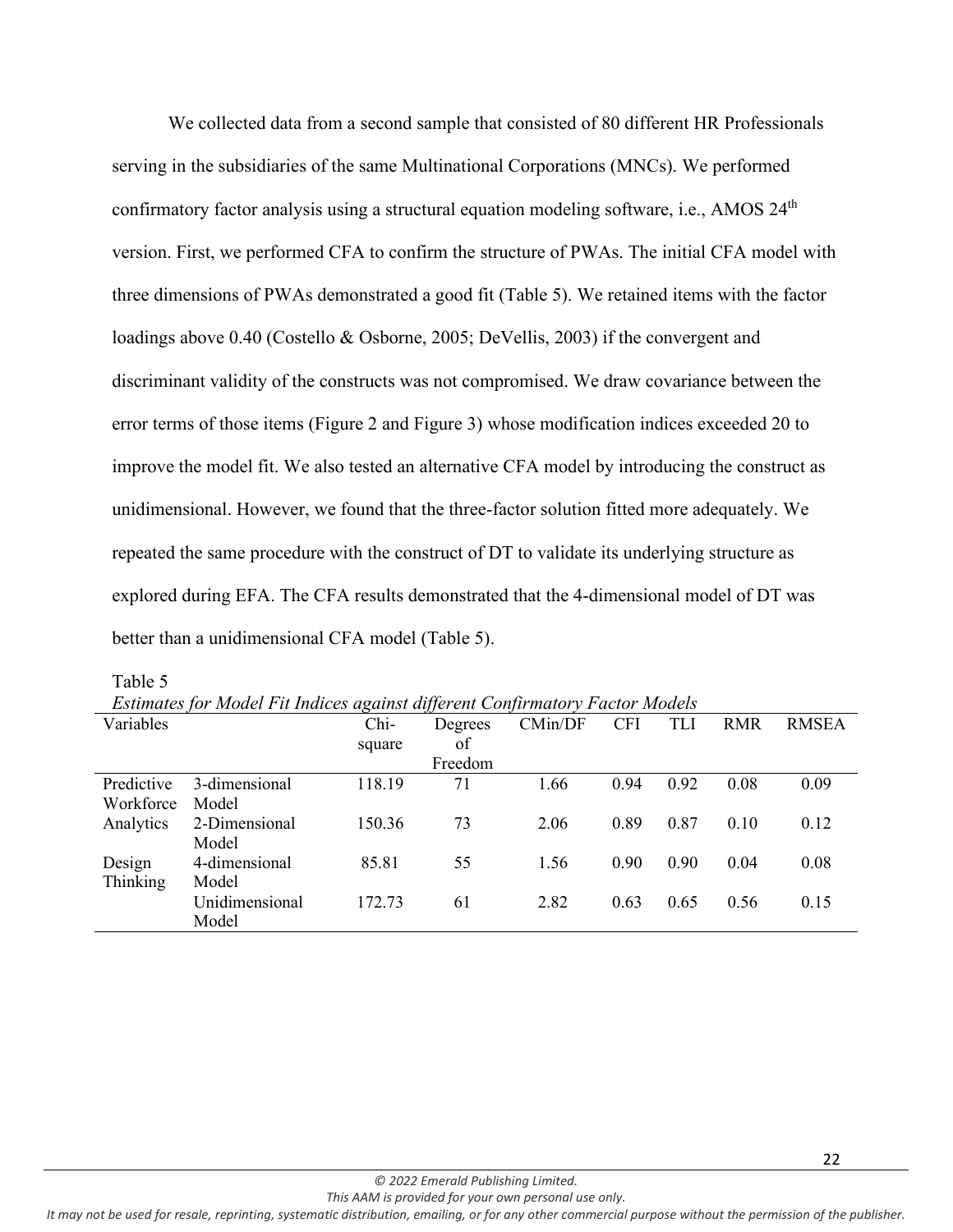We collected data from a second sample that consisted of 80 different HR Professionals serving in the subsidiaries of the same Multinational Corporations (MNCs). We performed confirmatory factor analysis using a structural equation modeling software, i.e., AMOS 24th version. First, we performed CFA to confirm the structure of PWAs. The initial CFA model with three dimensions of PWAs demonstrated a good fit (Table 5). We retained items with the factor loadings above 0.40 (Costello & Osborne, 2005; DeVellis, 2003) if the convergent and discriminant validity of the constructs was not compromised. We draw covariance between the error terms of those items (Figure 2 and Figure 3) whose modification indices exceeded 20 to improve the model fit. We also tested an alternative CFA model by introducing the construct as unidimensional. However, we found that the three-factor solution fitted more adequately. We repeated the same procedure with the construct of DT to validate its underlying structure as explored during EFA. The CFA results demonstrated that the 4-dimensional model of DT was better than a unidimensional CFA model (Table 5).

Table 5

*Estimates for Model Fit Indices against different Confirmatory Factor Models*

| Variables | | Chi-square | Degrees of Freedom | CMin/DF | CFI | TLI | RMR | RMSEA |
|---|---|---|---|---|---|---|---|---|
| Predictive Workforce Analytics | 3-dimensional Model | 118.19 | 71 | 1.66 | 0.94 | 0.92 | 0.08 | 0.09 |
| | 2-Dimensional Model | 150.36 | 73 | 2.06 | 0.89 | 0.87 | 0.10 | 0.12 |
| Design Thinking | 4-dimensional Model | 85.81 | 55 | 1.56 | 0.90 | 0.90 | 0.04 | 0.08 |
| | Unidimensional Model | 172.73 | 61 | 2.82 | 0.63 | 0.65 | 0.56 | 0.15 |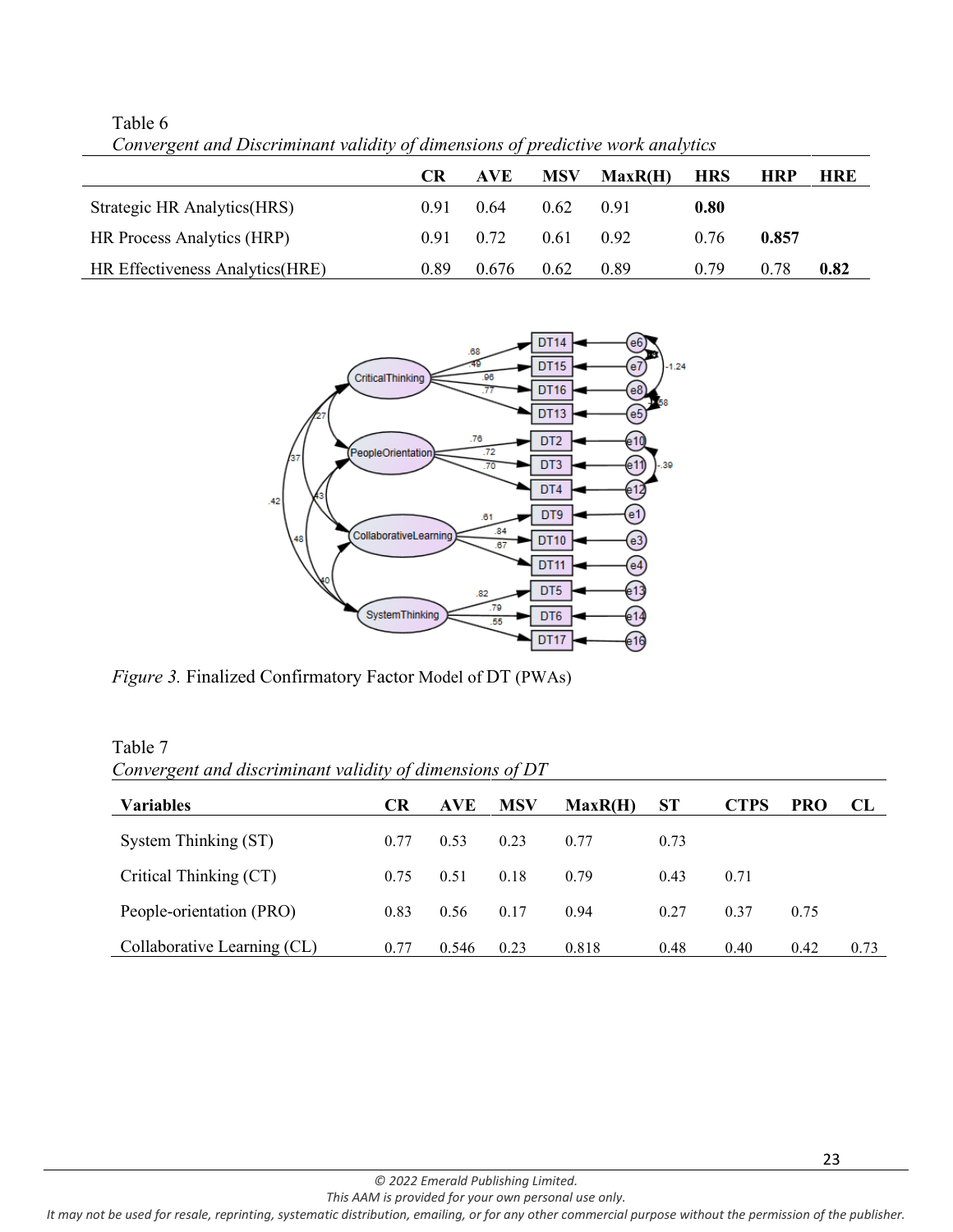Table 6

*Convergent and Discriminant validity of dimensions of predictive work analytics*

| | CR | AVE | MSV | MaxR(H) | HRS | HRP | HRE |
|---|---|---|---|---|---|---|---|
| Strategic HR Analytics(HRS) | 0.91 | 0.64 | 0.62 | 0.91 | **0.80** | | |
| HR Process Analytics (HRP) | 0.91 | 0.72 | 0.61 | 0.92 | 0.76 | **0.857** | |
| HR Effectiveness Analytics(HRE) | 0.89 | 0.676 | 0.62 | 0.89 | 0.79 | 0.78 | **0.82** |

*Figure 3.* Finalized Confirmatory Factor Model of DT (PWAs)

Table 7

*Convergent and discriminant validity of dimensions of DT*

| Variables | CR | AVE | MSV | MaxR(H) | ST | CTPS | PRO | CL |
|---|---|---|---|---|---|---|---|---|
| System Thinking (ST) | 0.77 | 0.53 | 0.23 | 0.77 | 0.73 | | | |
| Critical Thinking (CT) | 0.75 | 0.51 | 0.18 | 0.79 | 0.43 | 0.71 | | |
| People-orientation (PRO) | 0.83 | 0.56 | 0.17 | 0.94 | 0.27 | 0.37 | 0.75 | |
| Collaborative Learning (CL) | 0.77 | 0.546 | 0.23 | 0.818 | 0.48 | 0.40 | 0.42 | 0.73 |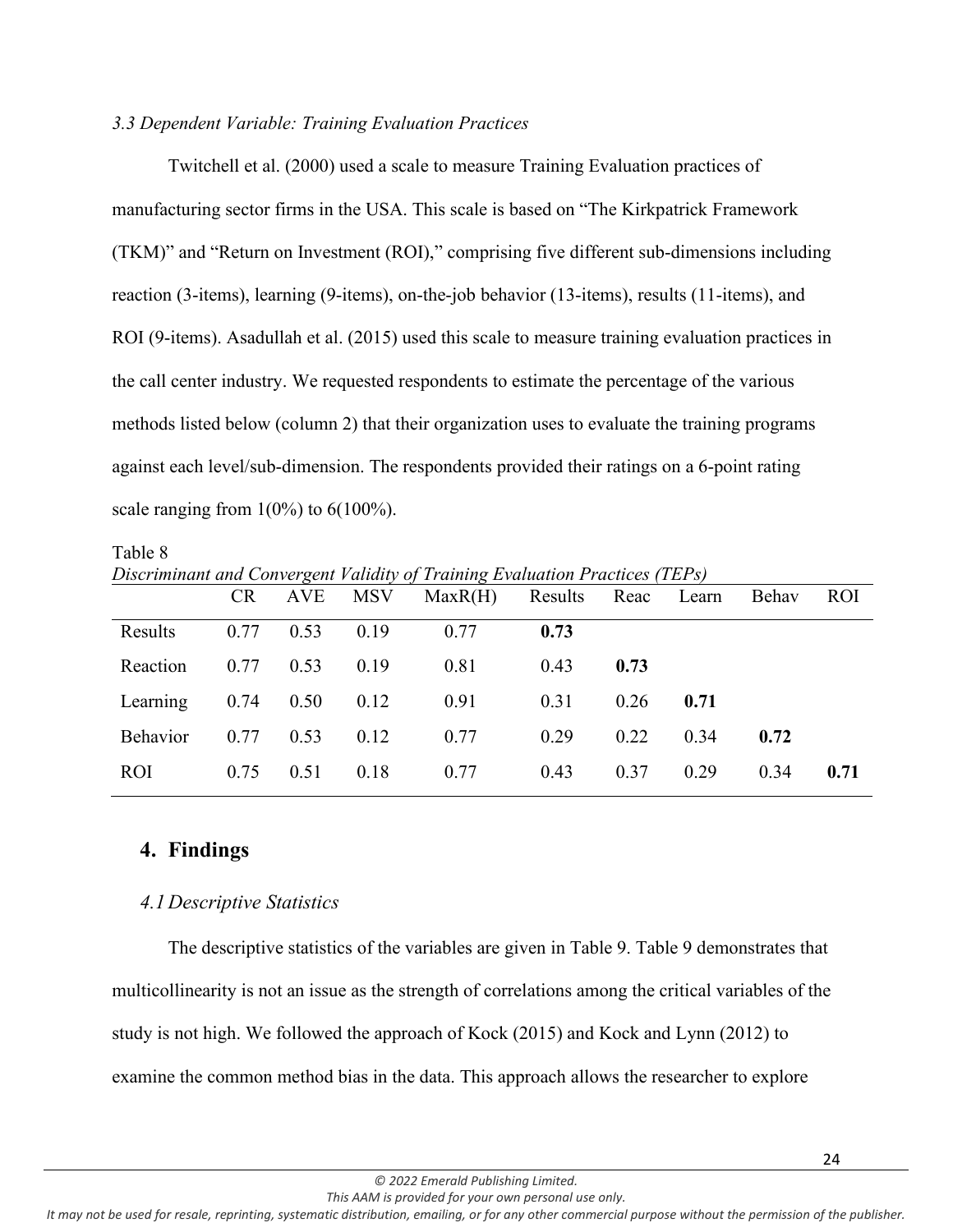### *3.3 Dependent Variable: Training Evaluation Practices*

Twitchell et al. (2000) used a scale to measure Training Evaluation practices of manufacturing sector firms in the USA. This scale is based on "The Kirkpatrick Framework (TKM)" and "Return on Investment (ROI)," comprising five different sub-dimensions including reaction (3-items), learning (9-items), on-the-job behavior (13-items), results (11-items), and ROI (9-items). Asadullah et al. (2015) used this scale to measure training evaluation practices in the call center industry. We requested respondents to estimate the percentage of the various methods listed below (column 2) that their organization uses to evaluate the training programs against each level/sub-dimension. The respondents provided their ratings on a 6-point rating scale ranging from 1(0%) to 6(100%).

Table 8
*Discriminant and Convergent Validity of Training Evaluation Practices (TEPs)*

| | CR | AVE | MSV | MaxR(H) | Results | Reac | Learn | Behav | ROI |
|---|---|---|---|---|---|---|---|---|---|
| Results | 0.77 | 0.53 | 0.19 | 0.77 | **0.73** | | | | |
| Reaction | 0.77 | 0.53 | 0.19 | 0.81 | 0.43 | **0.73** | | | |
| Learning | 0.74 | 0.50 | 0.12 | 0.91 | 0.31 | 0.26 | **0.71** | | |
| Behavior | 0.77 | 0.53 | 0.12 | 0.77 | 0.29 | 0.22 | 0.34 | **0.72** | |
| ROI | 0.75 | 0.51 | 0.18 | 0.77 | 0.43 | 0.37 | 0.29 | 0.34 | **0.71** |

## 4. Findings

### *4.1 Descriptive Statistics*

The descriptive statistics of the variables are given in Table 9. Table 9 demonstrates that multicollinearity is not an issue as the strength of correlations among the critical variables of the study is not high. We followed the approach of Kock (2015) and Kock and Lynn (2012) to examine the common method bias in the data. This approach allows the researcher to explore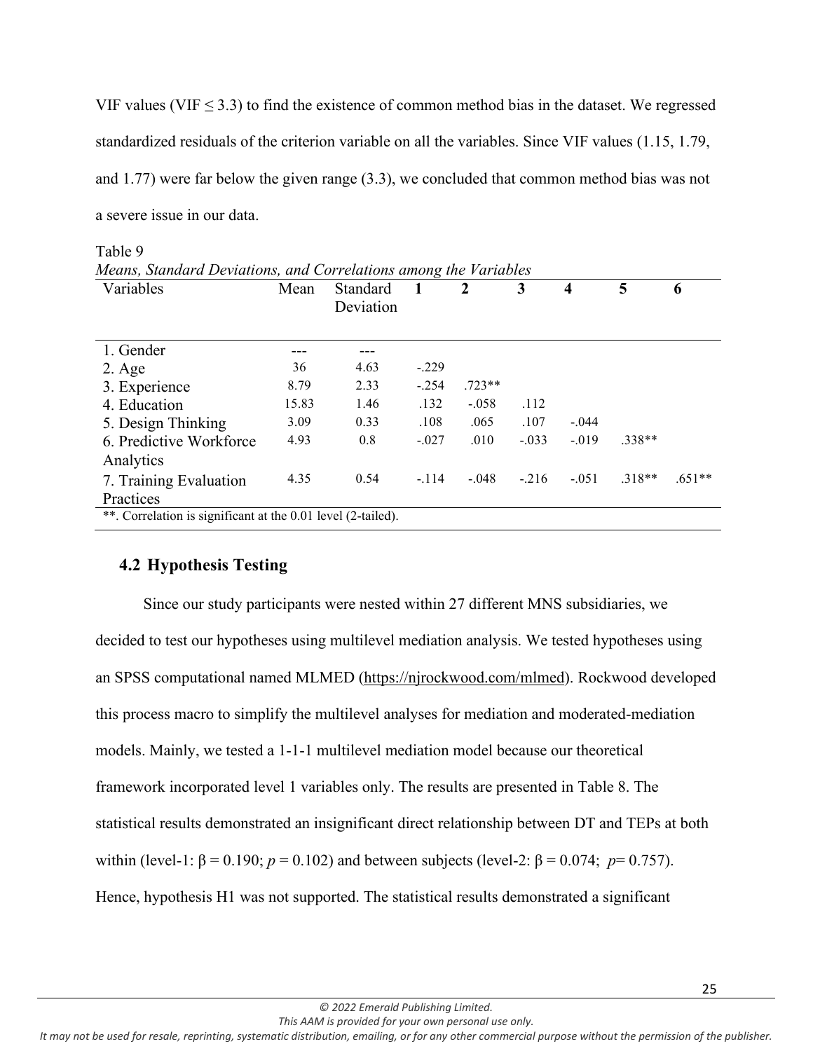VIF values (VIF ≤ 3.3) to find the existence of common method bias in the dataset. We regressed standardized residuals of the criterion variable on all the variables. Since VIF values (1.15, 1.79, and 1.77) were far below the given range (3.3), we concluded that common method bias was not a severe issue in our data.

Table 9

*Means, Standard Deviations, and Correlations among the Variables*

| Variables | Mean | Standard Deviation | 1 | 2 | 3 | 4 | 5 | 6 |
|---|---|---|---|---|---|---|---|---|
| 1. Gender | --- | --- | | | | | | |
| 2. Age | 36 | 4.63 | -.229 | | | | | |
| 3. Experience | 8.79 | 2.33 | -.254 | .723** | | | | |
| 4. Education | 15.83 | 1.46 | .132 | -.058 | .112 | | | |
| 5. Design Thinking | 3.09 | 0.33 | .108 | .065 | .107 | -.044 | | |
| 6. Predictive Workforce Analytics | 4.93 | 0.8 | -.027 | .010 | -.033 | -.019 | .338** | |
| 7. Training Evaluation Practices | 4.35 | 0.54 | -.114 | -.048 | -.216 | -.051 | .318** | .651** |

**. Correlation is significant at the 0.01 level (2-tailed).

## 4.2 Hypothesis Testing

Since our study participants were nested within 27 different MNS subsidiaries, we decided to test our hypotheses using multilevel mediation analysis. We tested hypotheses using an SPSS computational named MLMED (https://njrockwood.com/mlmed). Rockwood developed this process macro to simplify the multilevel analyses for mediation and moderated-mediation models. Mainly, we tested a 1-1-1 multilevel mediation model because our theoretical framework incorporated level 1 variables only. The results are presented in Table 8. The statistical results demonstrated an insignificant direct relationship between DT and TEPs at both within (level-1: $\beta = 0.190$; $p = 0.102$) and between subjects (level-2: $\beta = 0.074$; $p = 0.757$). Hence, hypothesis H1 was not supported. The statistical results demonstrated a significant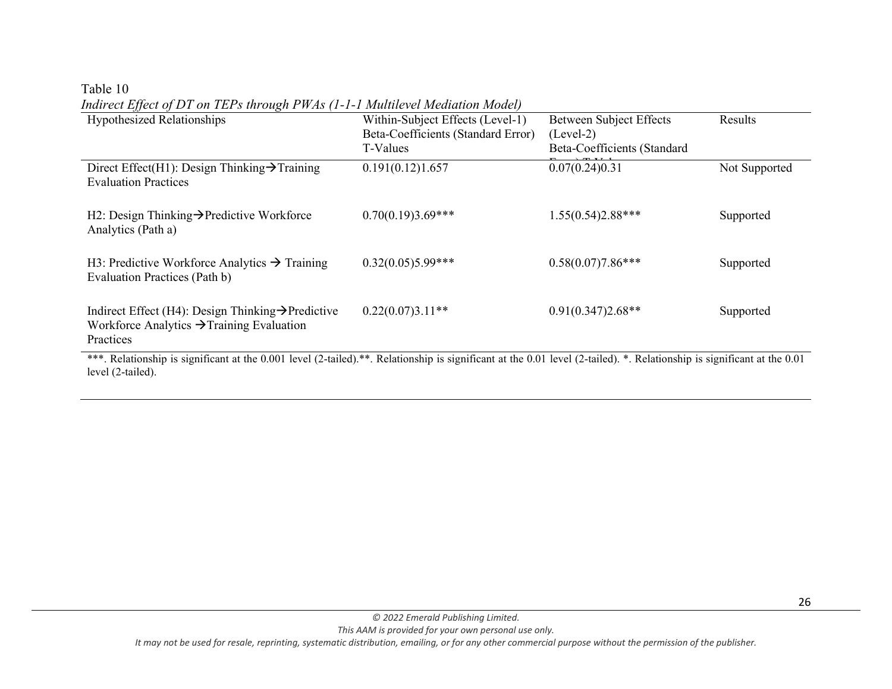Table 10

*Indirect Effect of DT on TEPs through PWAs (1-1-1 Multilevel Mediation Model)*

| Hypothesized Relationships | Within-Subject Effects (Level-1) Beta-Coefficients (Standard Error) T-Values | Between Subject Effects (Level-2) Beta-Coefficients (Standard Error) T-Values | Results |
|---|---|---|---|
| Direct Effect(H1): Design Thinking→Training Evaluation Practices | 0.191(0.12)1.657 | 0.07(0.24)0.31 | Not Supported |
| H2: Design Thinking→Predictive Workforce Analytics (Path a) | 0.70(0.19)3.69*** | 1.55(0.54)2.88*** | Supported |
| H3: Predictive Workforce Analytics → Training Evaluation Practices (Path b) | 0.32(0.05)5.99*** | 0.58(0.07)7.86*** | Supported |
| Indirect Effect (H4): Design Thinking→Predictive Workforce Analytics →Training Evaluation Practices | 0.22(0.07)3.11** | 0.91(0.347)2.68** | Supported |

***. Relationship is significant at the 0.001 level (2-tailed).**. Relationship is significant at the 0.01 level (2-tailed). *. Relationship is significant at the 0.01 level (2-tailed).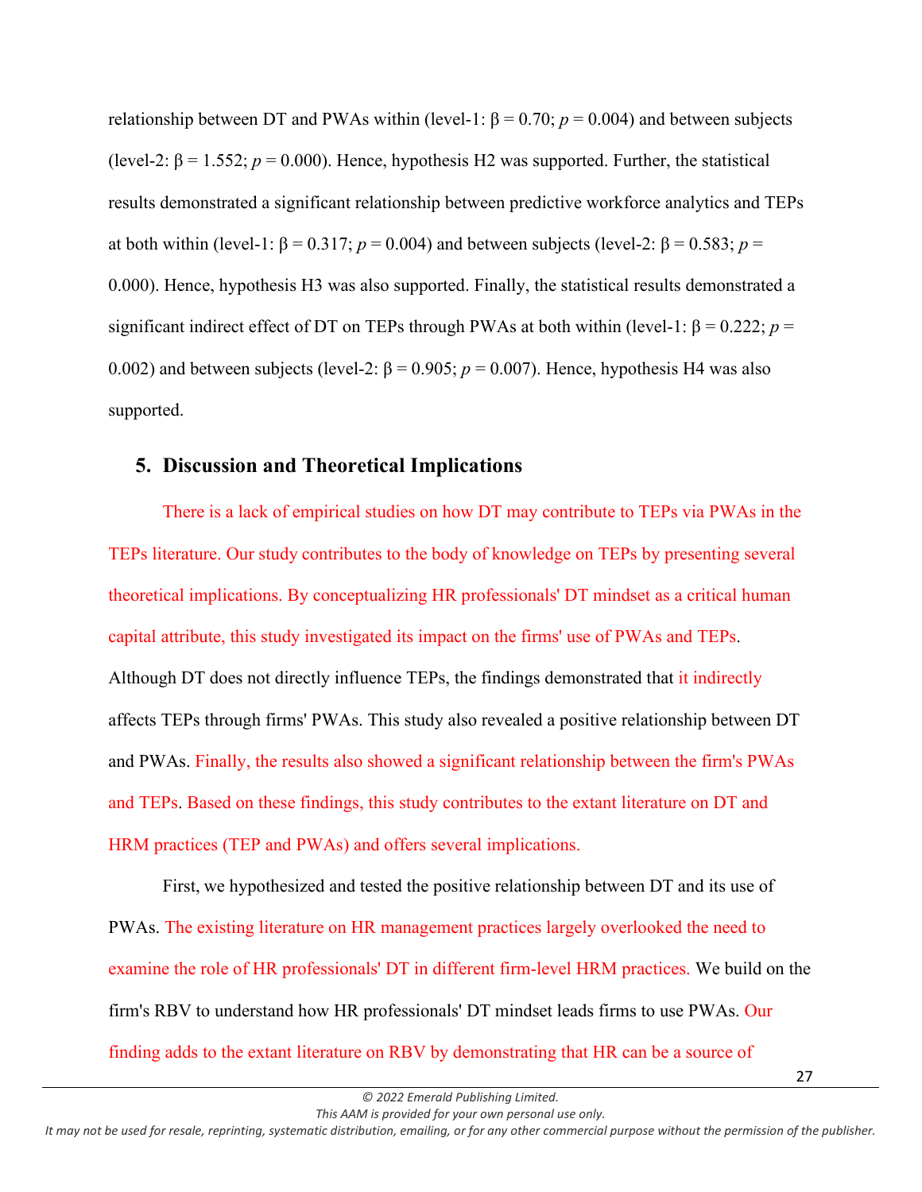relationship between DT and PWAs within (level-1: $\beta = 0.70$; $p = 0.004$) and between subjects (level-2: $\beta = 1.552$; $p = 0.000$). Hence, hypothesis H2 was supported. Further, the statistical results demonstrated a significant relationship between predictive workforce analytics and TEPs at both within (level-1: $\beta = 0.317$; $p = 0.004$) and between subjects (level-2: $\beta = 0.583$; $p = 0.000$). Hence, hypothesis H3 was also supported. Finally, the statistical results demonstrated a significant indirect effect of DT on TEPs through PWAs at both within (level-1: $\beta = 0.222$; $p = 0.002$) and between subjects (level-2: $\beta = 0.905$; $p = 0.007$). Hence, hypothesis H4 was also supported.

## 5. Discussion and Theoretical Implications

There is a lack of empirical studies on how DT may contribute to TEPs via PWAs in the TEPs literature. Our study contributes to the body of knowledge on TEPs by presenting several theoretical implications. By conceptualizing HR professionals' DT mindset as a critical human capital attribute, this study investigated its impact on the firms' use of PWAs and TEPs. Although DT does not directly influence TEPs, the findings demonstrated that it indirectly affects TEPs through firms' PWAs. This study also revealed a positive relationship between DT and PWAs. Finally, the results also showed a significant relationship between the firm's PWAs and TEPs. Based on these findings, this study contributes to the extant literature on DT and HRM practices (TEP and PWAs) and offers several implications.

First, we hypothesized and tested the positive relationship between DT and its use of PWAs. The existing literature on HR management practices largely overlooked the need to examine the role of HR professionals' DT in different firm-level HRM practices. We build on the firm's RBV to understand how HR professionals' DT mindset leads firms to use PWAs. Our finding adds to the extant literature on RBV by demonstrating that HR can be a source of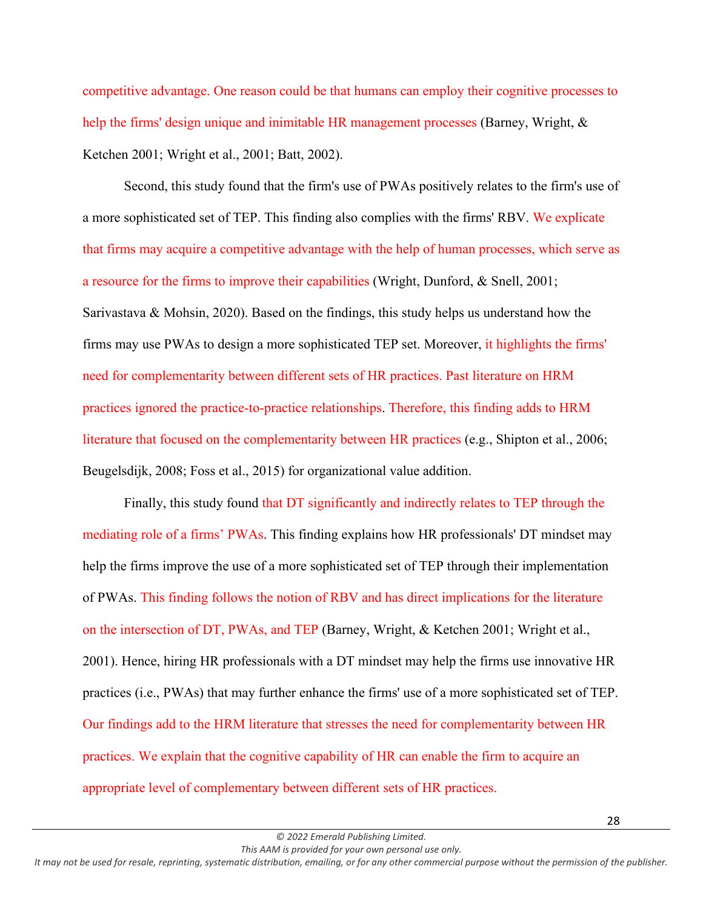competitive advantage. One reason could be that humans can employ their cognitive processes to help the firms' design unique and inimitable HR management processes (Barney, Wright, & Ketchen 2001; Wright et al., 2001; Batt, 2002).

Second, this study found that the firm's use of PWAs positively relates to the firm's use of a more sophisticated set of TEP. This finding also complies with the firms' RBV. We explicate that firms may acquire a competitive advantage with the help of human processes, which serve as a resource for the firms to improve their capabilities (Wright, Dunford, & Snell, 2001; Sarivastava & Mohsin, 2020). Based on the findings, this study helps us understand how the firms may use PWAs to design a more sophisticated TEP set. Moreover, it highlights the firms' need for complementarity between different sets of HR practices. Past literature on HRM practices ignored the practice-to-practice relationships. Therefore, this finding adds to HRM literature that focused on the complementarity between HR practices (e.g., Shipton et al., 2006; Beugelsdijk, 2008; Foss et al., 2015) for organizational value addition.

Finally, this study found that DT significantly and indirectly relates to TEP through the mediating role of a firms' PWAs. This finding explains how HR professionals' DT mindset may help the firms improve the use of a more sophisticated set of TEP through their implementation of PWAs. This finding follows the notion of RBV and has direct implications for the literature on the intersection of DT, PWAs, and TEP (Barney, Wright, & Ketchen 2001; Wright et al., 2001). Hence, hiring HR professionals with a DT mindset may help the firms use innovative HR practices (i.e., PWAs) that may further enhance the firms' use of a more sophisticated set of TEP. Our findings add to the HRM literature that stresses the need for complementarity between HR practices. We explain that the cognitive capability of HR can enable the firm to acquire an appropriate level of complementary between different sets of HR practices.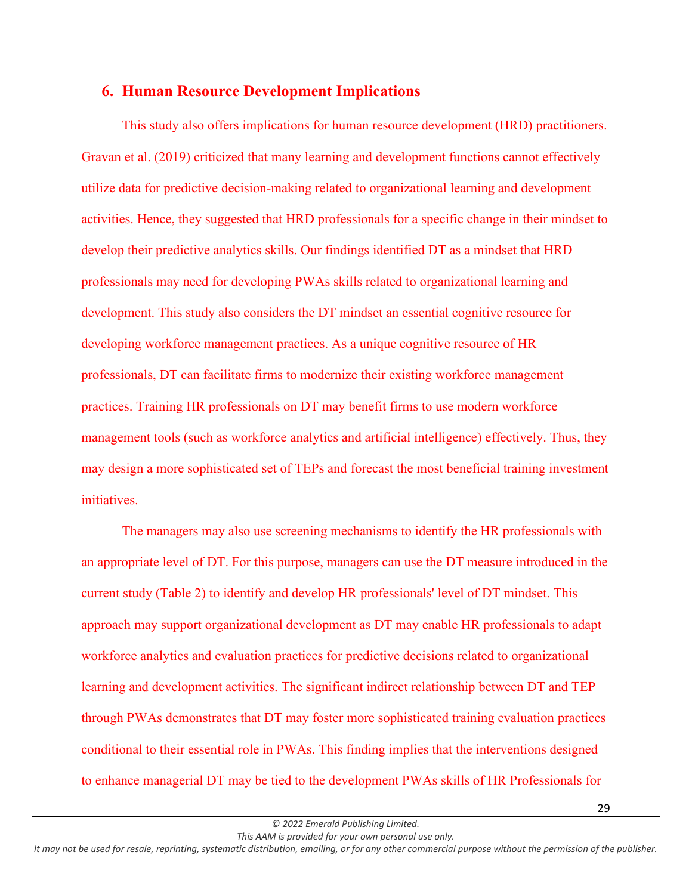## 6. Human Resource Development Implications

This study also offers implications for human resource development (HRD) practitioners. Gravan et al. (2019) criticized that many learning and development functions cannot effectively utilize data for predictive decision-making related to organizational learning and development activities. Hence, they suggested that HRD professionals for a specific change in their mindset to develop their predictive analytics skills. Our findings identified DT as a mindset that HRD professionals may need for developing PWAs skills related to organizational learning and development. This study also considers the DT mindset an essential cognitive resource for developing workforce management practices. As a unique cognitive resource of HR professionals, DT can facilitate firms to modernize their existing workforce management practices. Training HR professionals on DT may benefit firms to use modern workforce management tools (such as workforce analytics and artificial intelligence) effectively. Thus, they may design a more sophisticated set of TEPs and forecast the most beneficial training investment initiatives.

The managers may also use screening mechanisms to identify the HR professionals with an appropriate level of DT. For this purpose, managers can use the DT measure introduced in the current study (Table 2) to identify and develop HR professionals' level of DT mindset. This approach may support organizational development as DT may enable HR professionals to adapt workforce analytics and evaluation practices for predictive decisions related to organizational learning and development activities. The significant indirect relationship between DT and TEP through PWAs demonstrates that DT may foster more sophisticated training evaluation practices conditional to their essential role in PWAs. This finding implies that the interventions designed to enhance managerial DT may be tied to the development PWAs skills of HR Professionals for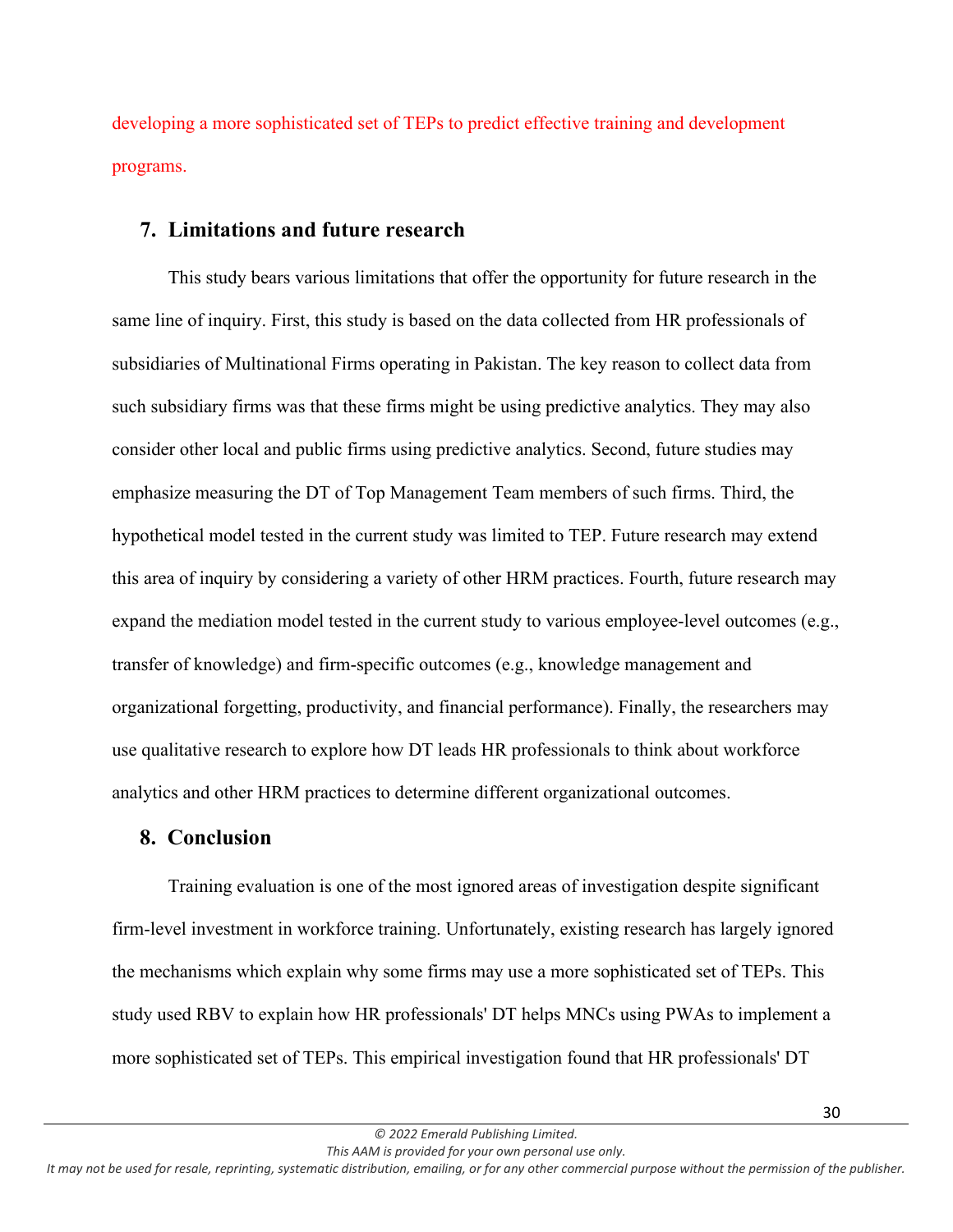developing a more sophisticated set of TEPs to predict effective training and development programs.

## 7. Limitations and future research

This study bears various limitations that offer the opportunity for future research in the same line of inquiry. First, this study is based on the data collected from HR professionals of subsidiaries of Multinational Firms operating in Pakistan. The key reason to collect data from such subsidiary firms was that these firms might be using predictive analytics. They may also consider other local and public firms using predictive analytics. Second, future studies may emphasize measuring the DT of Top Management Team members of such firms. Third, the hypothetical model tested in the current study was limited to TEP. Future research may extend this area of inquiry by considering a variety of other HRM practices. Fourth, future research may expand the mediation model tested in the current study to various employee-level outcomes (e.g., transfer of knowledge) and firm-specific outcomes (e.g., knowledge management and organizational forgetting, productivity, and financial performance). Finally, the researchers may use qualitative research to explore how DT leads HR professionals to think about workforce analytics and other HRM practices to determine different organizational outcomes.

## 8. Conclusion

Training evaluation is one of the most ignored areas of investigation despite significant firm-level investment in workforce training. Unfortunately, existing research has largely ignored the mechanisms which explain why some firms may use a more sophisticated set of TEPs. This study used RBV to explain how HR professionals' DT helps MNCs using PWAs to implement a more sophisticated set of TEPs. This empirical investigation found that HR professionals' DT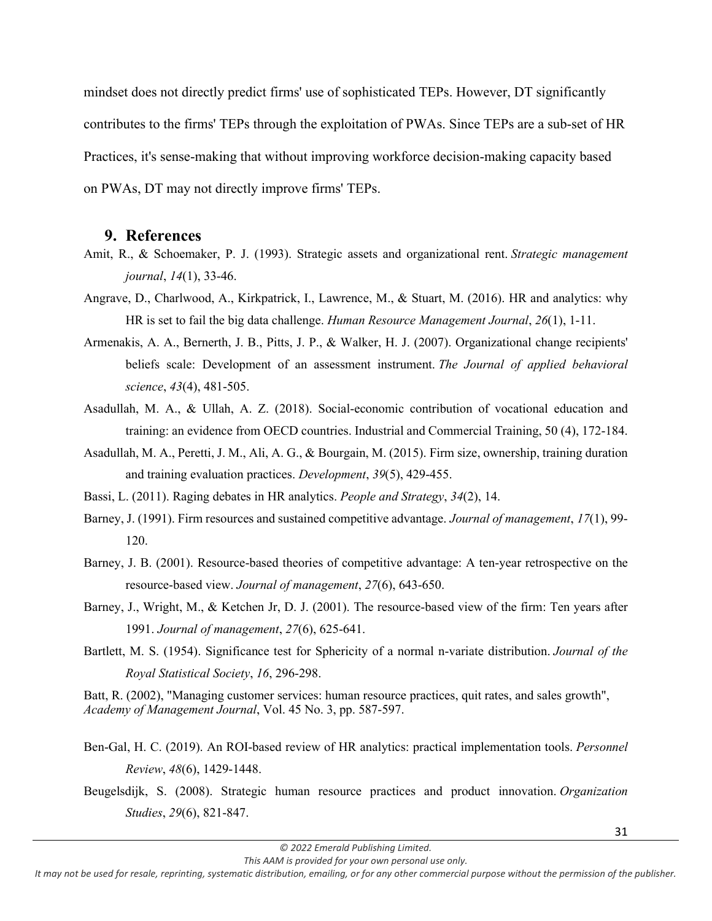mindset does not directly predict firms' use of sophisticated TEPs. However, DT significantly contributes to the firms' TEPs through the exploitation of PWAs. Since TEPs are a sub-set of HR Practices, it's sense-making that without improving workforce decision-making capacity based on PWAs, DT may not directly improve firms' TEPs.

## 9. References

Amit, R., & Schoemaker, P. J. (1993). Strategic assets and organizational rent. *Strategic management journal*, *14*(1), 33-46.

Angrave, D., Charlwood, A., Kirkpatrick, I., Lawrence, M., & Stuart, M. (2016). HR and analytics: why HR is set to fail the big data challenge. *Human Resource Management Journal*, *26*(1), 1-11.

Armenakis, A. A., Bernerth, J. B., Pitts, J. P., & Walker, H. J. (2007). Organizational change recipients' beliefs scale: Development of an assessment instrument. *The Journal of applied behavioral science*, *43*(4), 481-505.

Asadullah, M. A., & Ullah, A. Z. (2018). Social-economic contribution of vocational education and training: an evidence from OECD countries. Industrial and Commercial Training, 50 (4), 172-184.

Asadullah, M. A., Peretti, J. M., Ali, A. G., & Bourgain, M. (2015). Firm size, ownership, training duration and training evaluation practices. *Development*, *39*(5), 429-455.

Bassi, L. (2011). Raging debates in HR analytics. *People and Strategy*, *34*(2), 14.

Barney, J. (1991). Firm resources and sustained competitive advantage. *Journal of management*, *17*(1), 99-120.

Barney, J. B. (2001). Resource-based theories of competitive advantage: A ten-year retrospective on the resource-based view. *Journal of management*, *27*(6), 643-650.

Barney, J., Wright, M., & Ketchen Jr, D. J. (2001). The resource-based view of the firm: Ten years after 1991. *Journal of management*, *27*(6), 625-641.

Bartlett, M. S. (1954). Significance test for Sphericity of a normal n-variate distribution. *Journal of the Royal Statistical Society*, *16*, 296-298.

Batt, R. (2002), "Managing customer services: human resource practices, quit rates, and sales growth", *Academy of Management Journal*, Vol. 45 No. 3, pp. 587-597.

Ben-Gal, H. C. (2019). An ROI-based review of HR analytics: practical implementation tools. *Personnel Review*, *48*(6), 1429-1448.

Beugelsdijk, S. (2008). Strategic human resource practices and product innovation. *Organization Studies*, *29*(6), 821-847.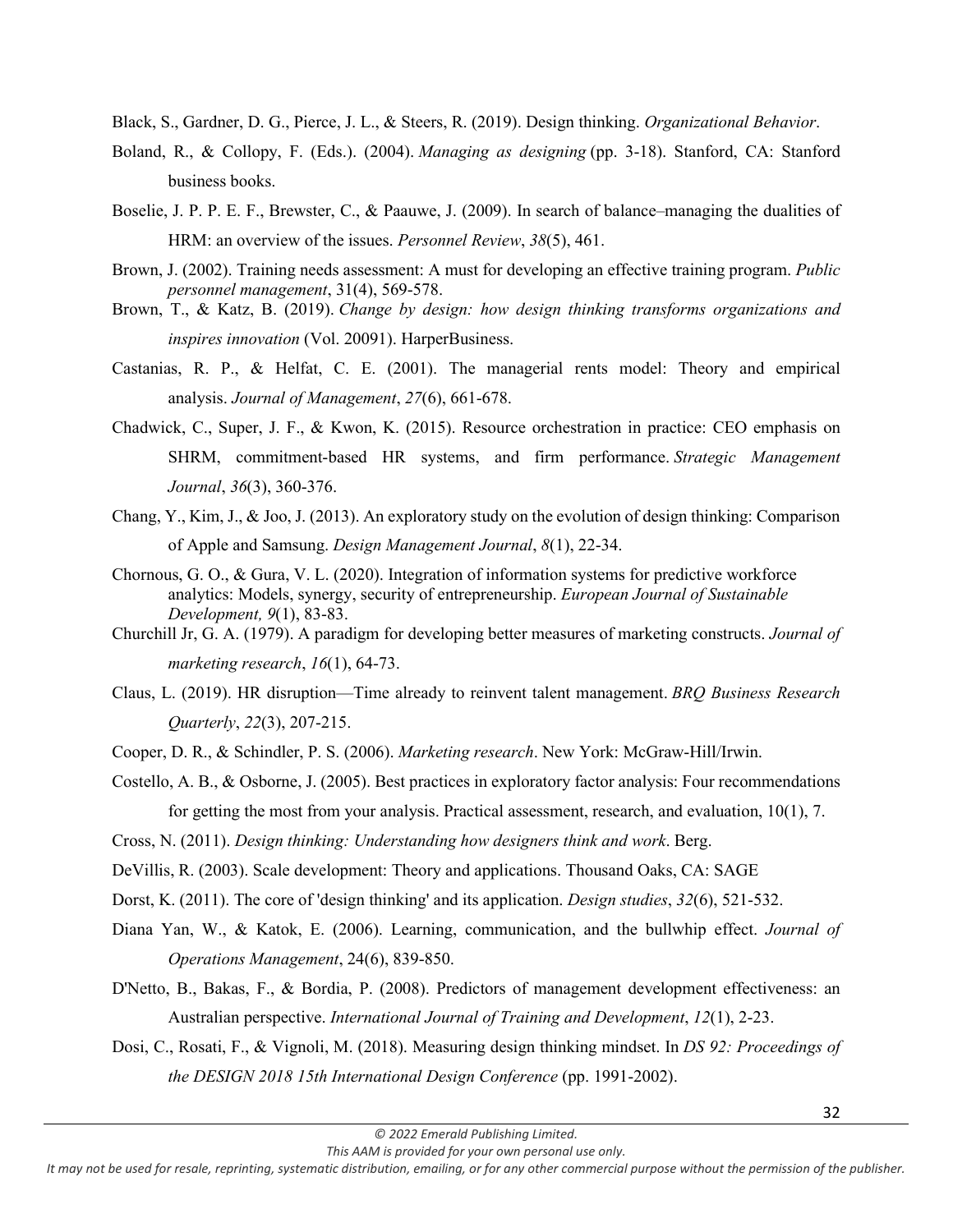Black, S., Gardner, D. G., Pierce, J. L., & Steers, R. (2019). Design thinking. *Organizational Behavior*.

Boland, R., & Collopy, F. (Eds.). (2004). *Managing as designing* (pp. 3-18). Stanford, CA: Stanford business books.

Boselie, J. P. P. E. F., Brewster, C., & Paauwe, J. (2009). In search of balance–managing the dualities of HRM: an overview of the issues. *Personnel Review*, *38*(5), 461.

Brown, J. (2002). Training needs assessment: A must for developing an effective training program. *Public personnel management*, 31(4), 569-578.

Brown, T., & Katz, B. (2019). *Change by design: how design thinking transforms organizations and inspires innovation* (Vol. 20091). HarperBusiness.

Castanias, R. P., & Helfat, C. E. (2001). The managerial rents model: Theory and empirical analysis. *Journal of Management*, *27*(6), 661-678.

Chadwick, C., Super, J. F., & Kwon, K. (2015). Resource orchestration in practice: CEO emphasis on SHRM, commitment-based HR systems, and firm performance. *Strategic Management Journal*, *36*(3), 360-376.

Chang, Y., Kim, J., & Joo, J. (2013). An exploratory study on the evolution of design thinking: Comparison of Apple and Samsung. *Design Management Journal*, *8*(1), 22-34.

Chornous, G. O., & Gura, V. L. (2020). Integration of information systems for predictive workforce analytics: Models, synergy, security of entrepreneurship. *European Journal of Sustainable Development, 9*(1), 83-83.

Churchill Jr, G. A. (1979). A paradigm for developing better measures of marketing constructs. *Journal of marketing research*, *16*(1), 64-73.

Claus, L. (2019). HR disruption—Time already to reinvent talent management. *BRQ Business Research Quarterly*, *22*(3), 207-215.

Cooper, D. R., & Schindler, P. S. (2006). *Marketing research*. New York: McGraw-Hill/Irwin.

Costello, A. B., & Osborne, J. (2005). Best practices in exploratory factor analysis: Four recommendations for getting the most from your analysis. Practical assessment, research, and evaluation, 10(1), 7.

Cross, N. (2011). *Design thinking: Understanding how designers think and work*. Berg.

DeVillis, R. (2003). Scale development: Theory and applications. Thousand Oaks, CA: SAGE

Dorst, K. (2011). The core of 'design thinking' and its application. *Design studies*, *32*(6), 521-532.

Diana Yan, W., & Katok, E. (2006). Learning, communication, and the bullwhip effect. *Journal of Operations Management*, 24(6), 839-850.

D'Netto, B., Bakas, F., & Bordia, P. (2008). Predictors of management development effectiveness: an Australian perspective. *International Journal of Training and Development*, *12*(1), 2-23.

Dosi, C., Rosati, F., & Vignoli, M. (2018). Measuring design thinking mindset. In *DS 92: Proceedings of the DESIGN 2018 15th International Design Conference* (pp. 1991-2002).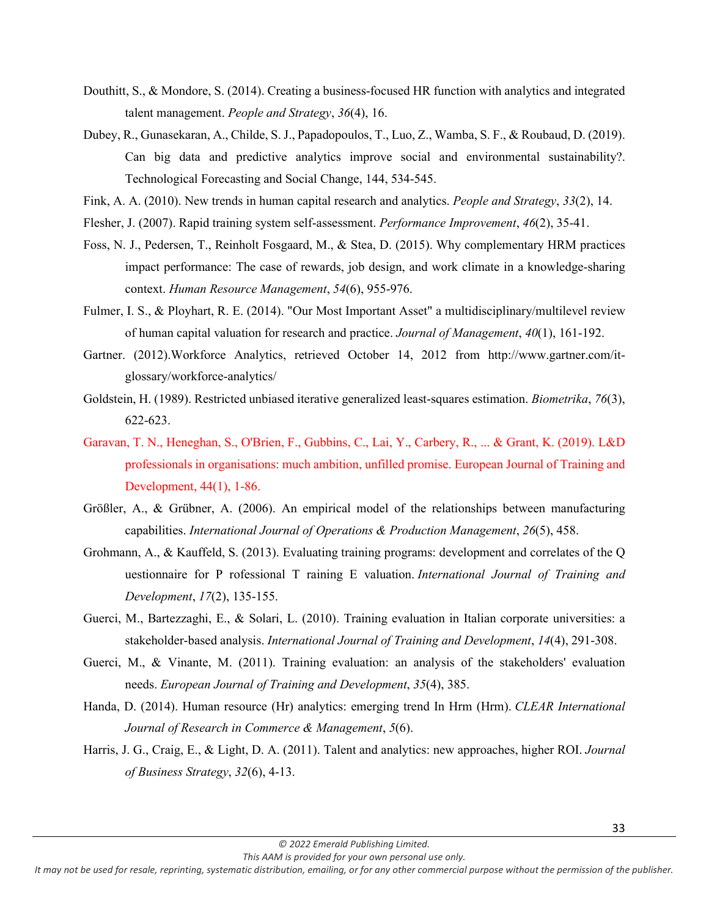Douthitt, S., & Mondore, S. (2014). Creating a business-focused HR function with analytics and integrated talent management. *People and Strategy*, *36*(4), 16.

Dubey, R., Gunasekaran, A., Childe, S. J., Papadopoulos, T., Luo, Z., Wamba, S. F., & Roubaud, D. (2019). Can big data and predictive analytics improve social and environmental sustainability?. Technological Forecasting and Social Change, 144, 534-545.

Fink, A. A. (2010). New trends in human capital research and analytics. *People and Strategy*, *33*(2), 14.

Flesher, J. (2007). Rapid training system self-assessment. *Performance Improvement*, *46*(2), 35-41.

Foss, N. J., Pedersen, T., Reinholt Fosgaard, M., & Stea, D. (2015). Why complementary HRM practices impact performance: The case of rewards, job design, and work climate in a knowledge-sharing context. *Human Resource Management*, *54*(6), 955-976.

Fulmer, I. S., & Ployhart, R. E. (2014). "Our Most Important Asset" a multidisciplinary/multilevel review of human capital valuation for research and practice. *Journal of Management*, *40*(1), 161-192.

Gartner. (2012).Workforce Analytics, retrieved October 14, 2012 from http://www.gartner.com/it-glossary/workforce-analytics/

Goldstein, H. (1989). Restricted unbiased iterative generalized least-squares estimation. *Biometrika*, *76*(3), 622-623.

Garavan, T. N., Heneghan, S., O'Brien, F., Gubbins, C., Lai, Y., Carbery, R., ... & Grant, K. (2019). L&D professionals in organisations: much ambition, unfilled promise. European Journal of Training and Development, 44(1), 1-86.

Größler, A., & Grübner, A. (2006). An empirical model of the relationships between manufacturing capabilities. *International Journal of Operations & Production Management*, *26*(5), 458.

Grohmann, A., & Kauffeld, S. (2013). Evaluating training programs: development and correlates of the Q uestionnaire for P rofessional T raining E valuation. *International Journal of Training and Development*, *17*(2), 135-155.

Guerci, M., Bartezzaghi, E., & Solari, L. (2010). Training evaluation in Italian corporate universities: a stakeholder-based analysis. *International Journal of Training and Development*, *14*(4), 291-308.

Guerci, M., & Vinante, M. (2011). Training evaluation: an analysis of the stakeholders' evaluation needs. *European Journal of Training and Development*, *35*(4), 385.

Handa, D. (2014). Human resource (Hr) analytics: emerging trend In Hrm (Hrm). *CLEAR International Journal of Research in Commerce & Management*, *5*(6).

Harris, J. G., Craig, E., & Light, D. A. (2011). Talent and analytics: new approaches, higher ROI. *Journal of Business Strategy*, *32*(6), 4-13.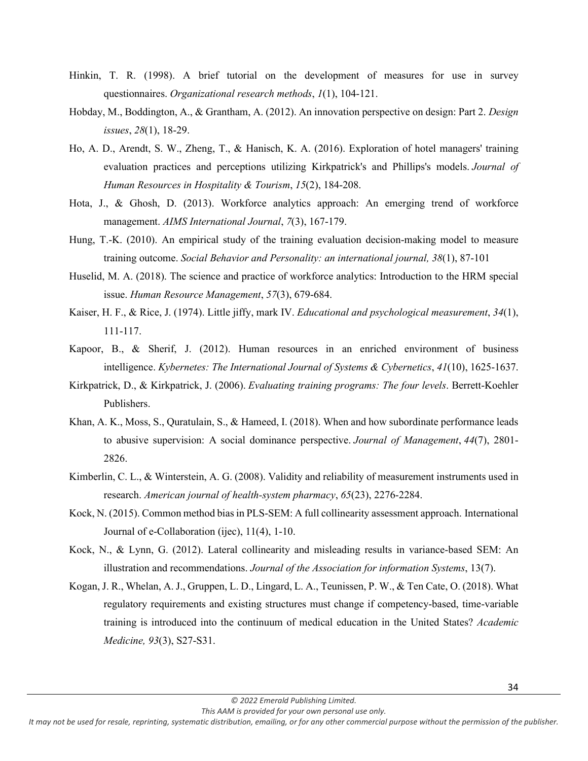Hinkin, T. R. (1998). A brief tutorial on the development of measures for use in survey questionnaires. *Organizational research methods*, *1*(1), 104-121.

Hobday, M., Boddington, A., & Grantham, A. (2012). An innovation perspective on design: Part 2. *Design issues*, *28*(1), 18-29.

Ho, A. D., Arendt, S. W., Zheng, T., & Hanisch, K. A. (2016). Exploration of hotel managers' training evaluation practices and perceptions utilizing Kirkpatrick's and Phillips's models. *Journal of Human Resources in Hospitality & Tourism*, *15*(2), 184-208.

Hota, J., & Ghosh, D. (2013). Workforce analytics approach: An emerging trend of workforce management. *AIMS International Journal*, *7*(3), 167-179.

Hung, T.-K. (2010). An empirical study of the training evaluation decision-making model to measure training outcome. *Social Behavior and Personality: an international journal, 38*(1), 87-101

Huselid, M. A. (2018). The science and practice of workforce analytics: Introduction to the HRM special issue. *Human Resource Management*, *57*(3), 679-684.

Kaiser, H. F., & Rice, J. (1974). Little jiffy, mark IV. *Educational and psychological measurement*, *34*(1), 111-117.

Kapoor, B., & Sherif, J. (2012). Human resources in an enriched environment of business intelligence. *Kybernetes: The International Journal of Systems & Cybernetics*, *41*(10), 1625-1637.

Kirkpatrick, D., & Kirkpatrick, J. (2006). *Evaluating training programs: The four levels*. Berrett-Koehler Publishers.

Khan, A. K., Moss, S., Quratulain, S., & Hameed, I. (2018). When and how subordinate performance leads to abusive supervision: A social dominance perspective. *Journal of Management*, *44*(7), 2801-2826.

Kimberlin, C. L., & Winterstein, A. G. (2008). Validity and reliability of measurement instruments used in research. *American journal of health-system pharmacy*, *65*(23), 2276-2284.

Kock, N. (2015). Common method bias in PLS-SEM: A full collinearity assessment approach. International Journal of e-Collaboration (ijec), 11(4), 1-10.

Kock, N., & Lynn, G. (2012). Lateral collinearity and misleading results in variance-based SEM: An illustration and recommendations. *Journal of the Association for information Systems*, 13(7).

Kogan, J. R., Whelan, A. J., Gruppen, L. D., Lingard, L. A., Teunissen, P. W., & Ten Cate, O. (2018). What regulatory requirements and existing structures must change if competency-based, time-variable training is introduced into the continuum of medical education in the United States? *Academic Medicine, 93*(3), S27-S31.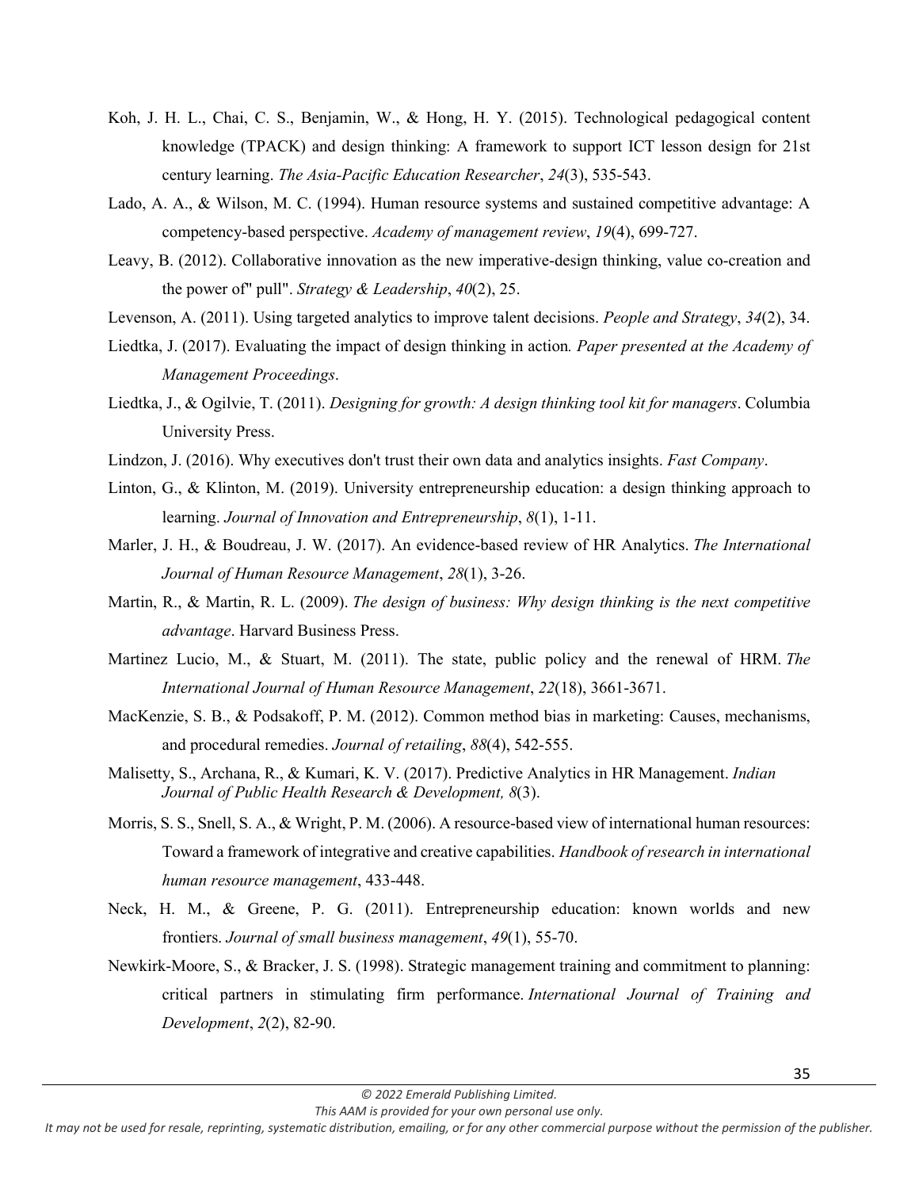Koh, J. H. L., Chai, C. S., Benjamin, W., & Hong, H. Y. (2015). Technological pedagogical content knowledge (TPACK) and design thinking: A framework to support ICT lesson design for 21st century learning. *The Asia-Pacific Education Researcher*, *24*(3), 535-543.

Lado, A. A., & Wilson, M. C. (1994). Human resource systems and sustained competitive advantage: A competency-based perspective. *Academy of management review*, *19*(4), 699-727.

Leavy, B. (2012). Collaborative innovation as the new imperative-design thinking, value co-creation and the power of" pull". *Strategy & Leadership*, *40*(2), 25.

Levenson, A. (2011). Using targeted analytics to improve talent decisions. *People and Strategy*, *34*(2), 34.

Liedtka, J. (2017). Evaluating the impact of design thinking in action*. Paper presented at the Academy of Management Proceedings*.

Liedtka, J., & Ogilvie, T. (2011). *Designing for growth: A design thinking tool kit for managers*. Columbia University Press.

Lindzon, J. (2016). Why executives don't trust their own data and analytics insights. *Fast Company*.

Linton, G., & Klinton, M. (2019). University entrepreneurship education: a design thinking approach to learning. *Journal of Innovation and Entrepreneurship*, *8*(1), 1-11.

Marler, J. H., & Boudreau, J. W. (2017). An evidence-based review of HR Analytics. *The International Journal of Human Resource Management*, *28*(1), 3-26.

Martin, R., & Martin, R. L. (2009). *The design of business: Why design thinking is the next competitive advantage*. Harvard Business Press.

Martinez Lucio, M., & Stuart, M. (2011). The state, public policy and the renewal of HRM. *The International Journal of Human Resource Management*, *22*(18), 3661-3671.

MacKenzie, S. B., & Podsakoff, P. M. (2012). Common method bias in marketing: Causes, mechanisms, and procedural remedies. *Journal of retailing*, *88*(4), 542-555.

Malisetty, S., Archana, R., & Kumari, K. V. (2017). Predictive Analytics in HR Management. *Indian Journal of Public Health Research & Development, 8*(3).

Morris, S. S., Snell, S. A., & Wright, P. M. (2006). A resource-based view of international human resources: Toward a framework of integrative and creative capabilities. *Handbook of research in international human resource management*, 433-448.

Neck, H. M., & Greene, P. G. (2011). Entrepreneurship education: known worlds and new frontiers. *Journal of small business management*, *49*(1), 55-70.

Newkirk-Moore, S., & Bracker, J. S. (1998). Strategic management training and commitment to planning: critical partners in stimulating firm performance. *International Journal of Training and Development*, *2*(2), 82-90.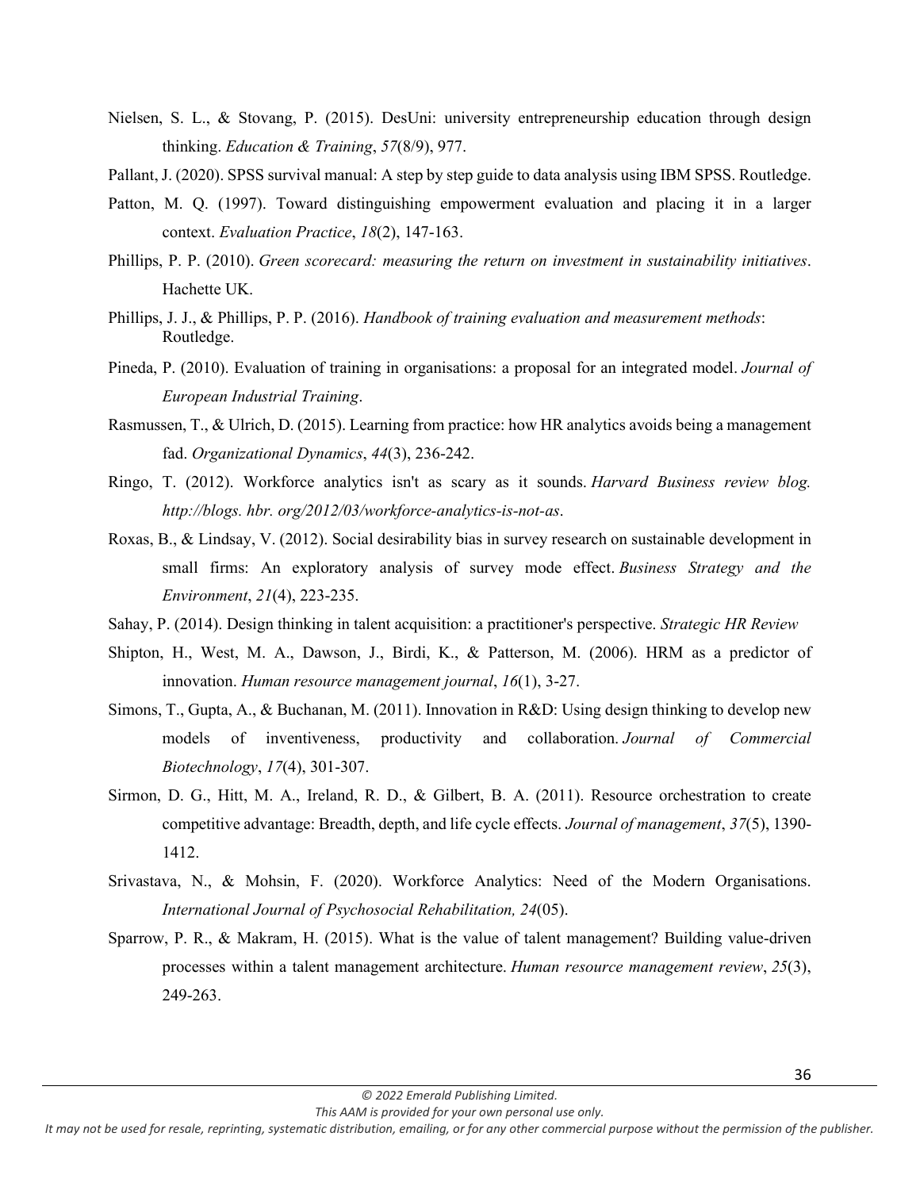Nielsen, S. L., & Stovang, P. (2015). DesUni: university entrepreneurship education through design thinking. *Education & Training*, *57*(8/9), 977.

Pallant, J. (2020). SPSS survival manual: A step by step guide to data analysis using IBM SPSS. Routledge.

Patton, M. Q. (1997). Toward distinguishing empowerment evaluation and placing it in a larger context. *Evaluation Practice*, *18*(2), 147-163.

Phillips, P. P. (2010). *Green scorecard: measuring the return on investment in sustainability initiatives*. Hachette UK.

Phillips, J. J., & Phillips, P. P. (2016). *Handbook of training evaluation and measurement methods*: Routledge.

Pineda, P. (2010). Evaluation of training in organisations: a proposal for an integrated model. *Journal of European Industrial Training*.

Rasmussen, T., & Ulrich, D. (2015). Learning from practice: how HR analytics avoids being a management fad. *Organizational Dynamics*, *44*(3), 236-242.

Ringo, T. (2012). Workforce analytics isn't as scary as it sounds. *Harvard Business review blog. http://blogs. hbr. org/2012/03/workforce-analytics-is-not-as*.

Roxas, B., & Lindsay, V. (2012). Social desirability bias in survey research on sustainable development in small firms: An exploratory analysis of survey mode effect. *Business Strategy and the Environment*, *21*(4), 223-235.

Sahay, P. (2014). Design thinking in talent acquisition: a practitioner's perspective. *Strategic HR Review*

Shipton, H., West, M. A., Dawson, J., Birdi, K., & Patterson, M. (2006). HRM as a predictor of innovation. *Human resource management journal*, *16*(1), 3-27.

Simons, T., Gupta, A., & Buchanan, M. (2011). Innovation in R&D: Using design thinking to develop new models of inventiveness, productivity and collaboration. *Journal of Commercial Biotechnology*, *17*(4), 301-307.

Sirmon, D. G., Hitt, M. A., Ireland, R. D., & Gilbert, B. A. (2011). Resource orchestration to create competitive advantage: Breadth, depth, and life cycle effects. *Journal of management*, *37*(5), 1390-1412.

Srivastava, N., & Mohsin, F. (2020). Workforce Analytics: Need of the Modern Organisations. *International Journal of Psychosocial Rehabilitation, 24*(05).

Sparrow, P. R., & Makram, H. (2015). What is the value of talent management? Building value-driven processes within a talent management architecture. *Human resource management review*, *25*(3), 249-263.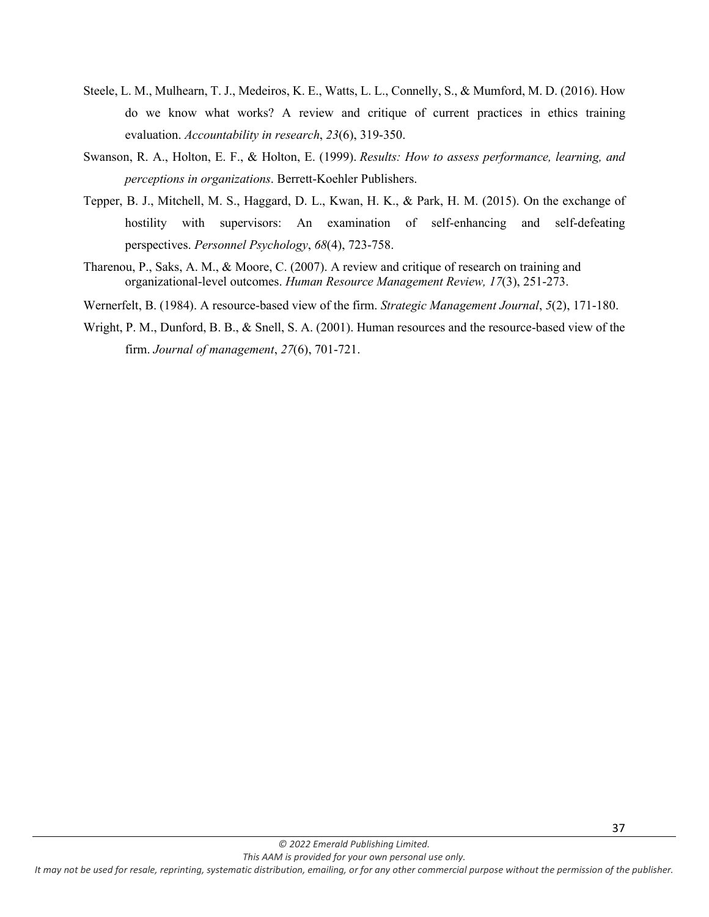Steele, L. M., Mulhearn, T. J., Medeiros, K. E., Watts, L. L., Connelly, S., & Mumford, M. D. (2016). How do we know what works? A review and critique of current practices in ethics training evaluation. *Accountability in research*, *23*(6), 319-350.

Swanson, R. A., Holton, E. F., & Holton, E. (1999). *Results: How to assess performance, learning, and perceptions in organizations*. Berrett-Koehler Publishers.

Tepper, B. J., Mitchell, M. S., Haggard, D. L., Kwan, H. K., & Park, H. M. (2015). On the exchange of hostility with supervisors: An examination of self-enhancing and self-defeating perspectives. *Personnel Psychology*, *68*(4), 723-758.

Tharenou, P., Saks, A. M., & Moore, C. (2007). A review and critique of research on training and organizational-level outcomes. *Human Resource Management Review, 17*(3), 251-273.

Wernerfelt, B. (1984). A resource-based view of the firm. *Strategic Management Journal*, *5*(2), 171-180.

Wright, P. M., Dunford, B. B., & Snell, S. A. (2001). Human resources and the resource-based view of the firm. *Journal of management*, *27*(6), 701-721.